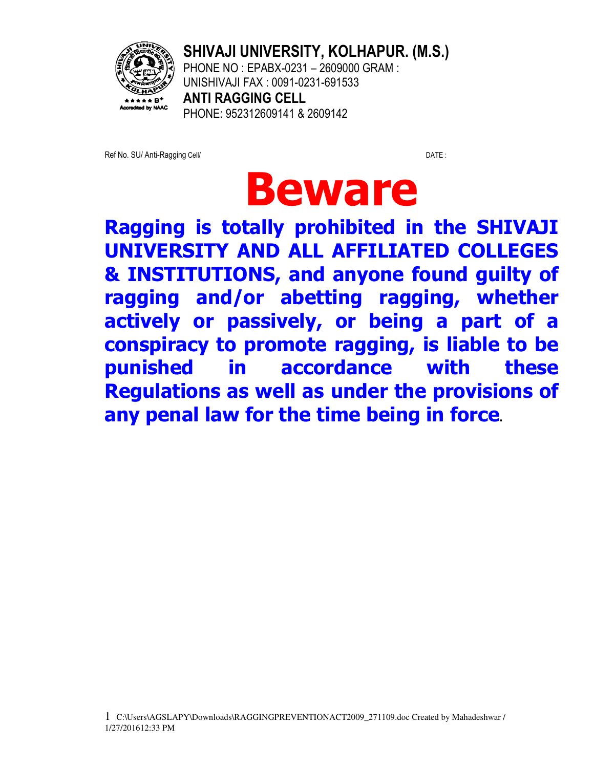**SHIVAJI UNIVERSITY, KOLHAPUR. (M.S.)**

PHONE NO : EPABX-0231 – 2609000 GRAM : UNISHIVAJI FAX : 0091-0231-691533

**ANTI RAGGING CELL**

PHONE: 952312609141 & 2609142

Ref No. SU/ Anti-Ragging Cell/ DATE :

# Beware

**Ragging is totally prohibited in the SHIVAJI UNIVERSITY AND ALL AFFILIATED COLLEGES & INSTITUTIONS, and anyone found guilty of ragging and/or abetting ragging, whether actively or passively, or being a part of a conspiracy to promote ragging, is liable to be punished in accordance with these Regulations as well as under the provisions of any penal law for the time being in force**.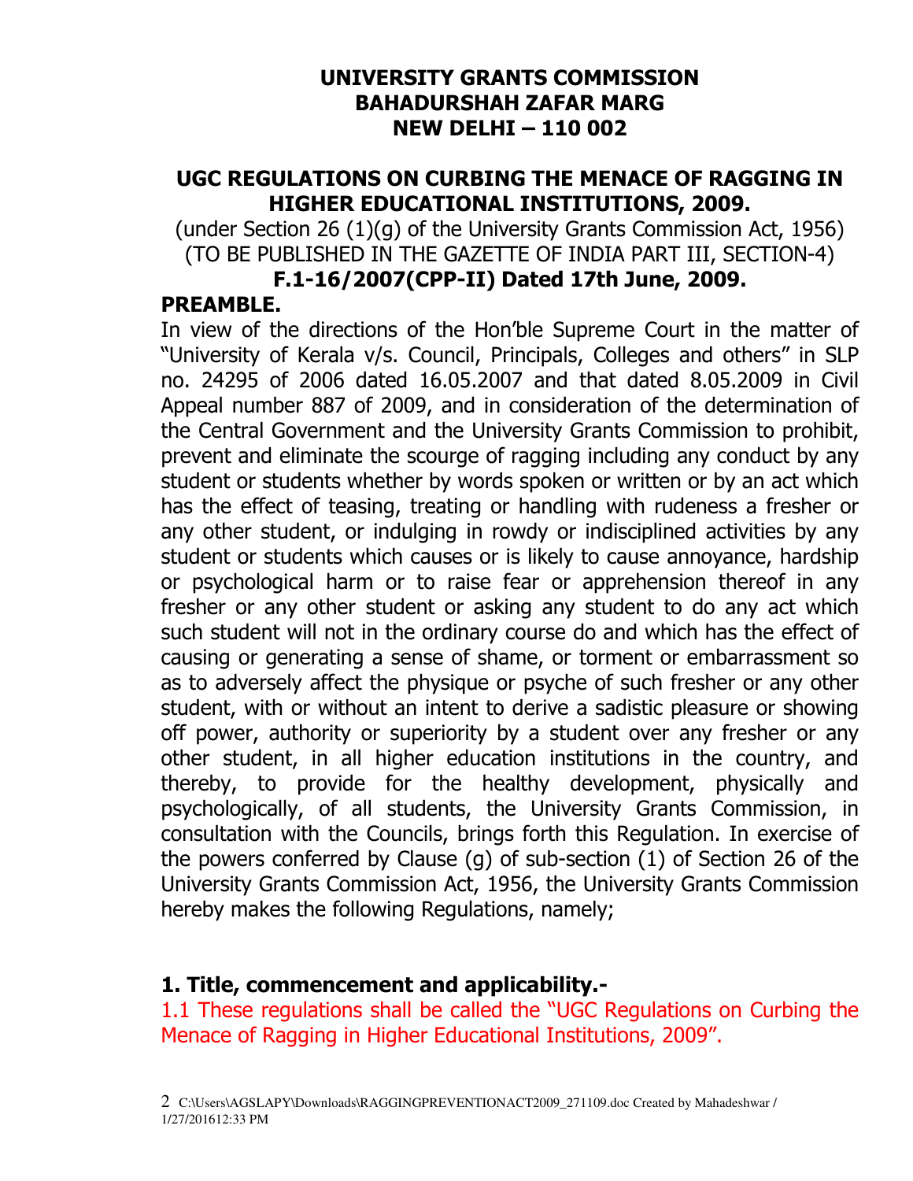**UNIVERSITY GRANTS COMMISSION**
**BAHADURSHAH ZAFAR MARG**
**NEW DELHI – 110 002**

## UGC REGULATIONS ON CURBING THE MENACE OF RAGGING IN HIGHER EDUCATIONAL INSTITUTIONS, 2009.

(under Section 26 (1)(g) of the University Grants Commission Act, 1956)
(TO BE PUBLISHED IN THE GAZETTE OF INDIA PART III, SECTION-4)

**F.1-16/2007(CPP-II) Dated 17th June, 2009.**

**PREAMBLE.**

In view of the directions of the Hon'ble Supreme Court in the matter of "University of Kerala v/s. Council, Principals, Colleges and others" in SLP no. 24295 of 2006 dated 16.05.2007 and that dated 8.05.2009 in Civil Appeal number 887 of 2009, and in consideration of the determination of the Central Government and the University Grants Commission to prohibit, prevent and eliminate the scourge of ragging including any conduct by any student or students whether by words spoken or written or by an act which has the effect of teasing, treating or handling with rudeness a fresher or any other student, or indulging in rowdy or indisciplined activities by any student or students which causes or is likely to cause annoyance, hardship or psychological harm or to raise fear or apprehension thereof in any fresher or any other student or asking any student to do any act which such student will not in the ordinary course do and which has the effect of causing or generating a sense of shame, or torment or embarrassment so as to adversely affect the physique or psyche of such fresher or any other student, with or without an intent to derive a sadistic pleasure or showing off power, authority or superiority by a student over any fresher or any other student, in all higher education institutions in the country, and thereby, to provide for the healthy development, physically and psychologically, of all students, the University Grants Commission, in consultation with the Councils, brings forth this Regulation. In exercise of the powers conferred by Clause (g) of sub-section (1) of Section 26 of the University Grants Commission Act, 1956, the University Grants Commission hereby makes the following Regulations, namely;

**1. Title, commencement and applicability.-**

1.1 These regulations shall be called the "UGC Regulations on Curbing the Menace of Ragging in Higher Educational Institutions, 2009".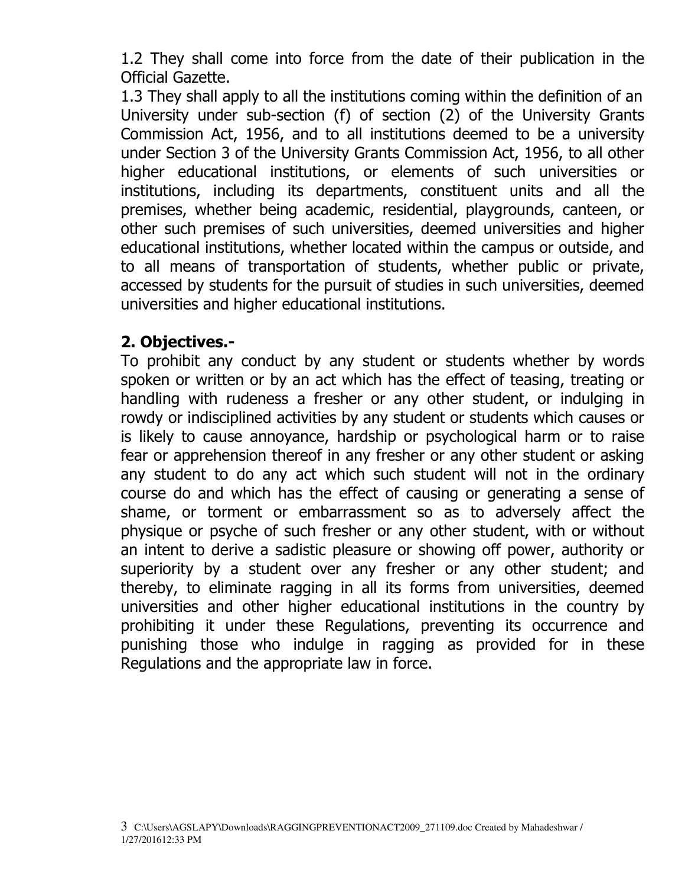1.2 They shall come into force from the date of their publication in the Official Gazette.

1.3 They shall apply to all the institutions coming within the definition of an University under sub-section (f) of section (2) of the University Grants Commission Act, 1956, and to all institutions deemed to be a university under Section 3 of the University Grants Commission Act, 1956, to all other higher educational institutions, or elements of such universities or institutions, including its departments, constituent units and all the premises, whether being academic, residential, playgrounds, canteen, or other such premises of such universities, deemed universities and higher educational institutions, whether located within the campus or outside, and to all means of transportation of students, whether public or private, accessed by students for the pursuit of studies in such universities, deemed universities and higher educational institutions.

## 2. Objectives.-

To prohibit any conduct by any student or students whether by words spoken or written or by an act which has the effect of teasing, treating or handling with rudeness a fresher or any other student, or indulging in rowdy or indisciplined activities by any student or students which causes or is likely to cause annoyance, hardship or psychological harm or to raise fear or apprehension thereof in any fresher or any other student or asking any student to do any act which such student will not in the ordinary course do and which has the effect of causing or generating a sense of shame, or torment or embarrassment so as to adversely affect the physique or psyche of such fresher or any other student, with or without an intent to derive a sadistic pleasure or showing off power, authority or superiority by a student over any fresher or any other student; and thereby, to eliminate ragging in all its forms from universities, deemed universities and other higher educational institutions in the country by prohibiting it under these Regulations, preventing its occurrence and punishing those who indulge in ragging as provided for in these Regulations and the appropriate law in force.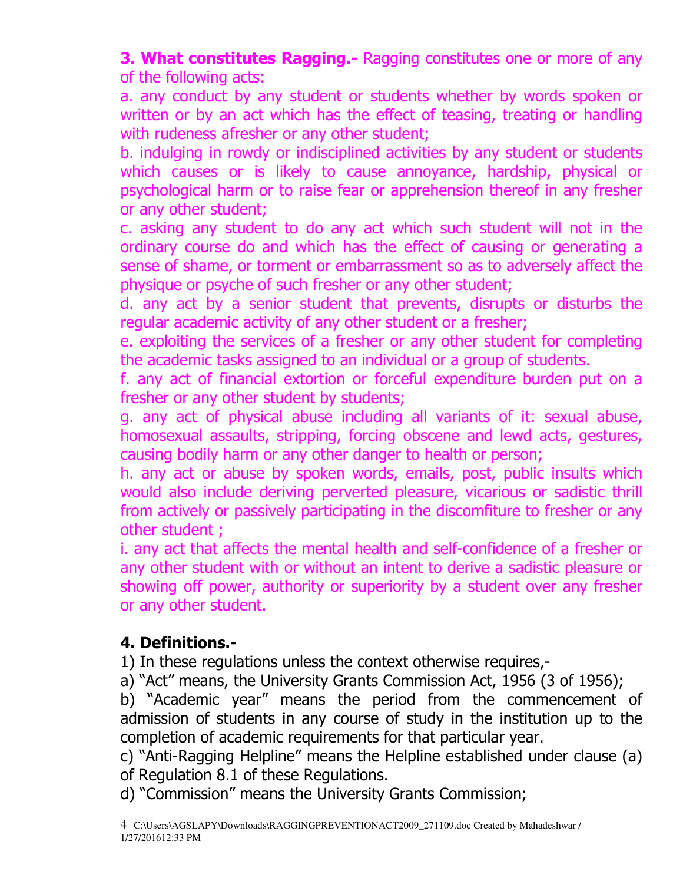**3. What constitutes Ragging.-** Ragging constitutes one or more of any of the following acts:

a. any conduct by any student or students whether by words spoken or written or by an act which has the effect of teasing, treating or handling with rudeness afresher or any other student;

b. indulging in rowdy or indisciplined activities by any student or students which causes or is likely to cause annoyance, hardship, physical or psychological harm or to raise fear or apprehension thereof in any fresher or any other student;

c. asking any student to do any act which such student will not in the ordinary course do and which has the effect of causing or generating a sense of shame, or torment or embarrassment so as to adversely affect the physique or psyche of such fresher or any other student;

d. any act by a senior student that prevents, disrupts or disturbs the regular academic activity of any other student or a fresher;

e. exploiting the services of a fresher or any other student for completing the academic tasks assigned to an individual or a group of students.

f. any act of financial extortion or forceful expenditure burden put on a fresher or any other student by students;

g. any act of physical abuse including all variants of it: sexual abuse, homosexual assaults, stripping, forcing obscene and lewd acts, gestures, causing bodily harm or any other danger to health or person;

h. any act or abuse by spoken words, emails, post, public insults which would also include deriving perverted pleasure, vicarious or sadistic thrill from actively or passively participating in the discomfiture to fresher or any other student ;

i. any act that affects the mental health and self-confidence of a fresher or any other student with or without an intent to derive a sadistic pleasure or showing off power, authority or superiority by a student over any fresher or any other student.

**4. Definitions.-**

1) In these regulations unless the context otherwise requires,-

a) "Act" means, the University Grants Commission Act, 1956 (3 of 1956);

b) "Academic year" means the period from the commencement of admission of students in any course of study in the institution up to the completion of academic requirements for that particular year.

c) "Anti-Ragging Helpline" means the Helpline established under clause (a) of Regulation 8.1 of these Regulations.

d) "Commission" means the University Grants Commission;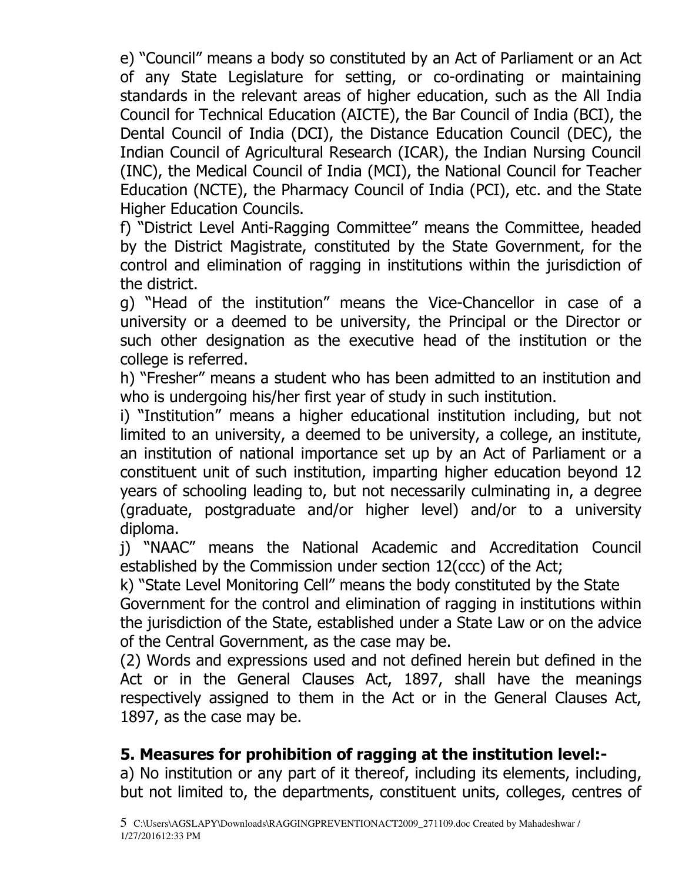e) "Council" means a body so constituted by an Act of Parliament or an Act of any State Legislature for setting, or co-ordinating or maintaining standards in the relevant areas of higher education, such as the All India Council for Technical Education (AICTE), the Bar Council of India (BCI), the Dental Council of India (DCI), the Distance Education Council (DEC), the Indian Council of Agricultural Research (ICAR), the Indian Nursing Council (INC), the Medical Council of India (MCI), the National Council for Teacher Education (NCTE), the Pharmacy Council of India (PCI), etc. and the State Higher Education Councils.

f) "District Level Anti-Ragging Committee" means the Committee, headed by the District Magistrate, constituted by the State Government, for the control and elimination of ragging in institutions within the jurisdiction of the district.

g) "Head of the institution" means the Vice-Chancellor in case of a university or a deemed to be university, the Principal or the Director or such other designation as the executive head of the institution or the college is referred.

h) "Fresher" means a student who has been admitted to an institution and who is undergoing his/her first year of study in such institution.

i) "Institution" means a higher educational institution including, but not limited to an university, a deemed to be university, a college, an institute, an institution of national importance set up by an Act of Parliament or a constituent unit of such institution, imparting higher education beyond 12 years of schooling leading to, but not necessarily culminating in, a degree (graduate, postgraduate and/or higher level) and/or to a university diploma.

j) "NAAC" means the National Academic and Accreditation Council established by the Commission under section 12(ccc) of the Act;

k) "State Level Monitoring Cell" means the body constituted by the State Government for the control and elimination of ragging in institutions within the jurisdiction of the State, established under a State Law or on the advice of the Central Government, as the case may be.

(2) Words and expressions used and not defined herein but defined in the Act or in the General Clauses Act, 1897, shall have the meanings respectively assigned to them in the Act or in the General Clauses Act, 1897, as the case may be.

## 5. Measures for prohibition of ragging at the institution level:-

a) No institution or any part of it thereof, including its elements, including, but not limited to, the departments, constituent units, colleges, centres of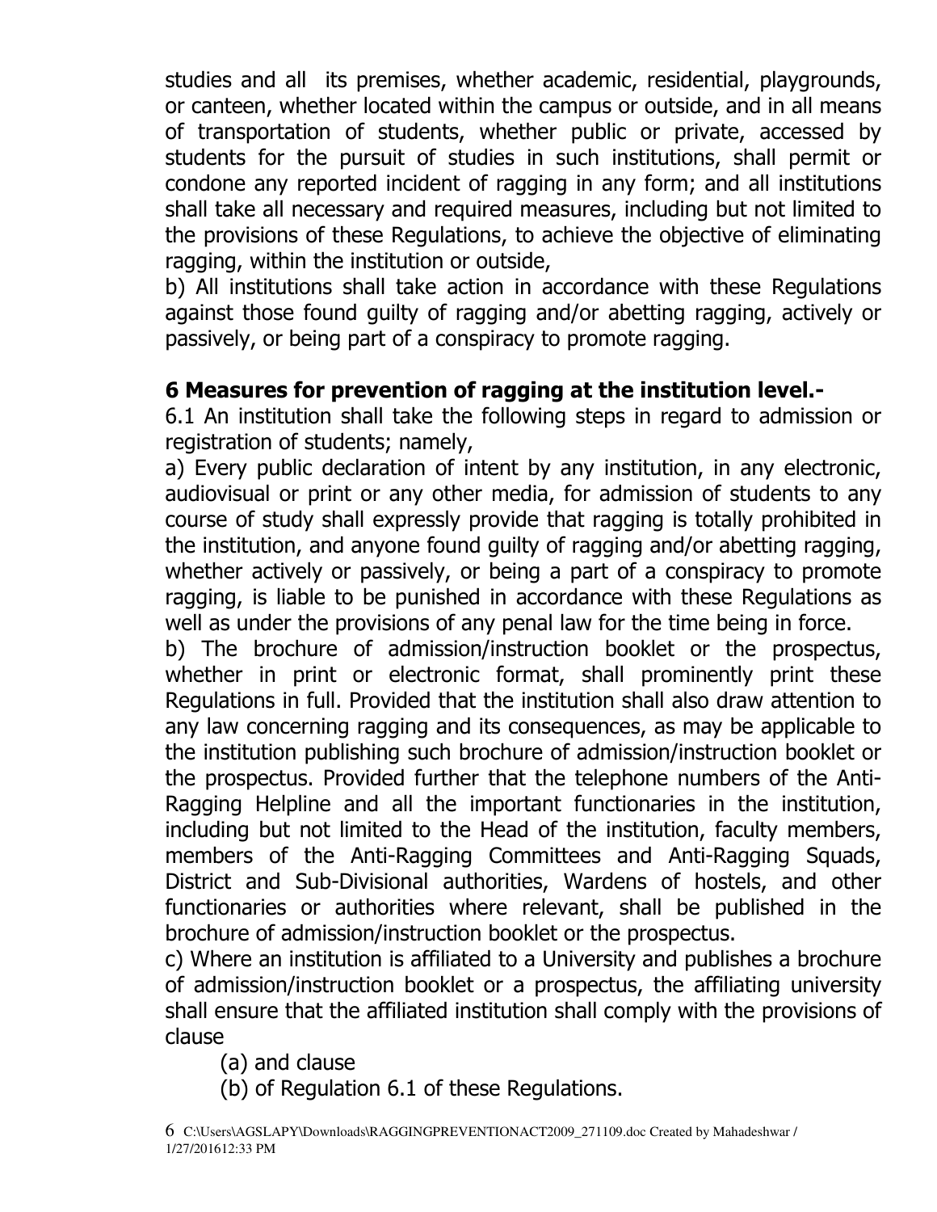studies and all its premises, whether academic, residential, playgrounds, or canteen, whether located within the campus or outside, and in all means of transportation of students, whether public or private, accessed by students for the pursuit of studies in such institutions, shall permit or condone any reported incident of ragging in any form; and all institutions shall take all necessary and required measures, including but not limited to the provisions of these Regulations, to achieve the objective of eliminating ragging, within the institution or outside,

b) All institutions shall take action in accordance with these Regulations against those found guilty of ragging and/or abetting ragging, actively or passively, or being part of a conspiracy to promote ragging.

## 6 Measures for prevention of ragging at the institution level.-

6.1 An institution shall take the following steps in regard to admission or registration of students; namely,

a) Every public declaration of intent by any institution, in any electronic, audiovisual or print or any other media, for admission of students to any course of study shall expressly provide that ragging is totally prohibited in the institution, and anyone found guilty of ragging and/or abetting ragging, whether actively or passively, or being a part of a conspiracy to promote ragging, is liable to be punished in accordance with these Regulations as well as under the provisions of any penal law for the time being in force.

b) The brochure of admission/instruction booklet or the prospectus, whether in print or electronic format, shall prominently print these Regulations in full. Provided that the institution shall also draw attention to any law concerning ragging and its consequences, as may be applicable to the institution publishing such brochure of admission/instruction booklet or the prospectus. Provided further that the telephone numbers of the Anti-Ragging Helpline and all the important functionaries in the institution, including but not limited to the Head of the institution, faculty members, members of the Anti-Ragging Committees and Anti-Ragging Squads, District and Sub-Divisional authorities, Wardens of hostels, and other functionaries or authorities where relevant, shall be published in the brochure of admission/instruction booklet or the prospectus.

c) Where an institution is affiliated to a University and publishes a brochure of admission/instruction booklet or a prospectus, the affiliating university shall ensure that the affiliated institution shall comply with the provisions of clause

(a) and clause

(b) of Regulation 6.1 of these Regulations.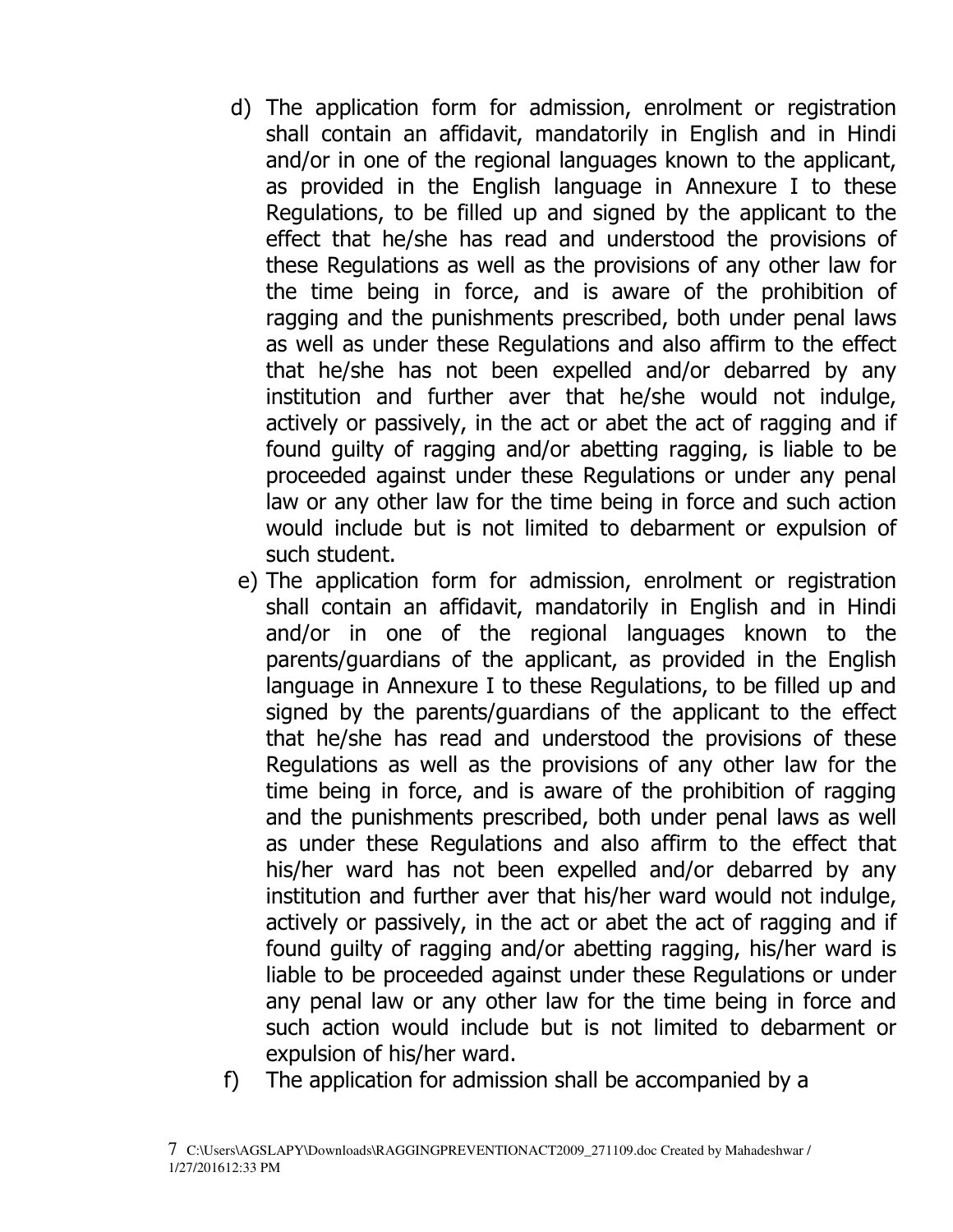d) The application form for admission, enrolment or registration shall contain an affidavit, mandatorily in English and in Hindi and/or in one of the regional languages known to the applicant, as provided in the English language in Annexure I to these Regulations, to be filled up and signed by the applicant to the effect that he/she has read and understood the provisions of these Regulations as well as the provisions of any other law for the time being in force, and is aware of the prohibition of ragging and the punishments prescribed, both under penal laws as well as under these Regulations and also affirm to the effect that he/she has not been expelled and/or debarred by any institution and further aver that he/she would not indulge, actively or passively, in the act or abet the act of ragging and if found guilty of ragging and/or abetting ragging, is liable to be proceeded against under these Regulations or under any penal law or any other law for the time being in force and such action would include but is not limited to debarment or expulsion of such student.

e) The application form for admission, enrolment or registration shall contain an affidavit, mandatorily in English and in Hindi and/or in one of the regional languages known to the parents/guardians of the applicant, as provided in the English language in Annexure I to these Regulations, to be filled up and signed by the parents/guardians of the applicant to the effect that he/she has read and understood the provisions of these Regulations as well as the provisions of any other law for the time being in force, and is aware of the prohibition of ragging and the punishments prescribed, both under penal laws as well as under these Regulations and also affirm to the effect that his/her ward has not been expelled and/or debarred by any institution and further aver that his/her ward would not indulge, actively or passively, in the act or abet the act of ragging and if found guilty of ragging and/or abetting ragging, his/her ward is liable to be proceeded against under these Regulations or under any penal law or any other law for the time being in force and such action would include but is not limited to debarment or expulsion of his/her ward.

f) The application for admission shall be accompanied by a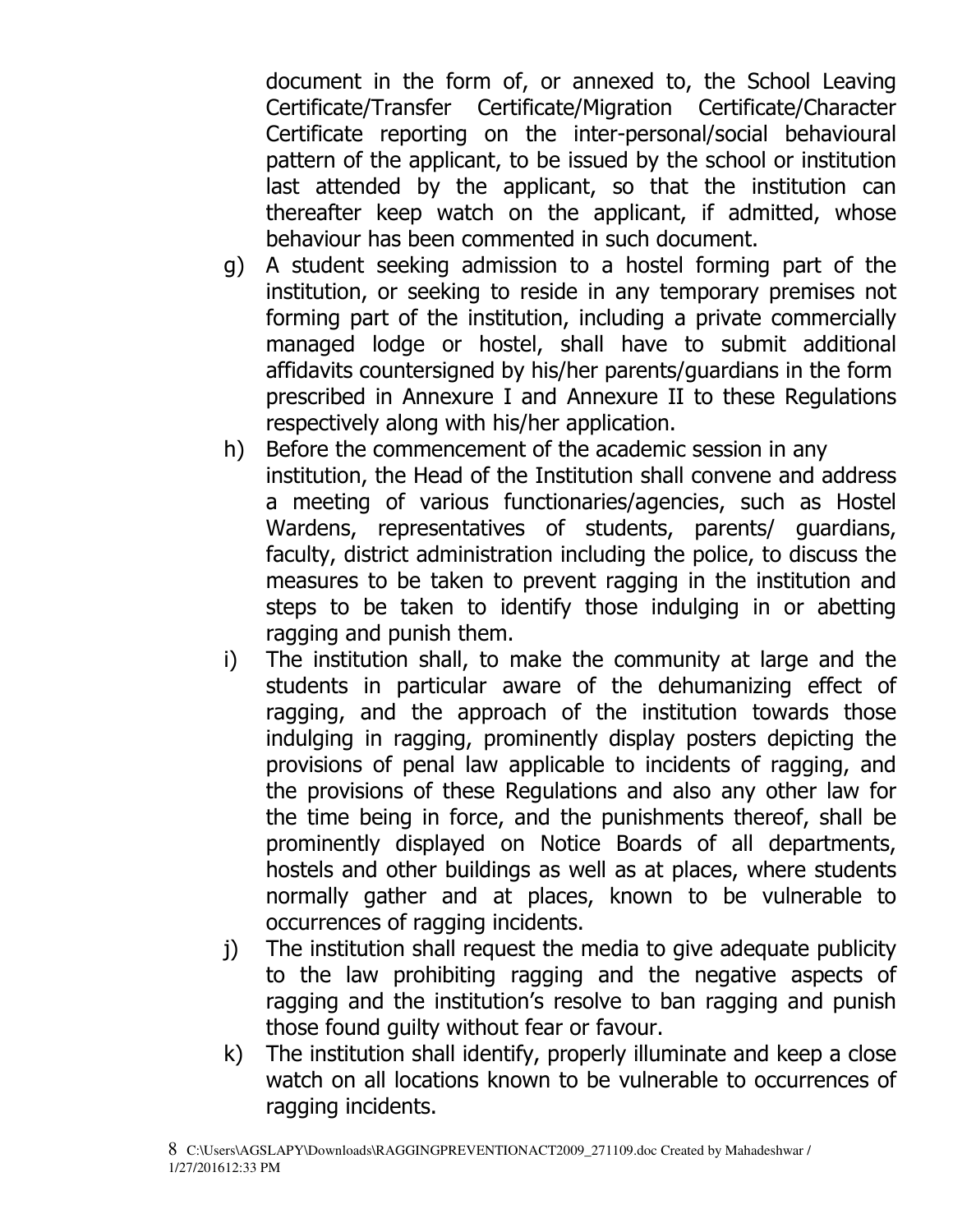document in the form of, or annexed to, the School Leaving Certificate/Transfer Certificate/Migration Certificate/Character Certificate reporting on the inter-personal/social behavioural pattern of the applicant, to be issued by the school or institution last attended by the applicant, so that the institution can thereafter keep watch on the applicant, if admitted, whose behaviour has been commented in such document.

g) A student seeking admission to a hostel forming part of the institution, or seeking to reside in any temporary premises not forming part of the institution, including a private commercially managed lodge or hostel, shall have to submit additional affidavits countersigned by his/her parents/guardians in the form prescribed in Annexure I and Annexure II to these Regulations respectively along with his/her application.

h) Before the commencement of the academic session in any institution, the Head of the Institution shall convene and address a meeting of various functionaries/agencies, such as Hostel Wardens, representatives of students, parents/ guardians, faculty, district administration including the police, to discuss the measures to be taken to prevent ragging in the institution and steps to be taken to identify those indulging in or abetting ragging and punish them.

i) The institution shall, to make the community at large and the students in particular aware of the dehumanizing effect of ragging, and the approach of the institution towards those indulging in ragging, prominently display posters depicting the provisions of penal law applicable to incidents of ragging, and the provisions of these Regulations and also any other law for the time being in force, and the punishments thereof, shall be prominently displayed on Notice Boards of all departments, hostels and other buildings as well as at places, where students normally gather and at places, known to be vulnerable to occurrences of ragging incidents.

j) The institution shall request the media to give adequate publicity to the law prohibiting ragging and the negative aspects of ragging and the institution's resolve to ban ragging and punish those found guilty without fear or favour.

k) The institution shall identify, properly illuminate and keep a close watch on all locations known to be vulnerable to occurrences of ragging incidents.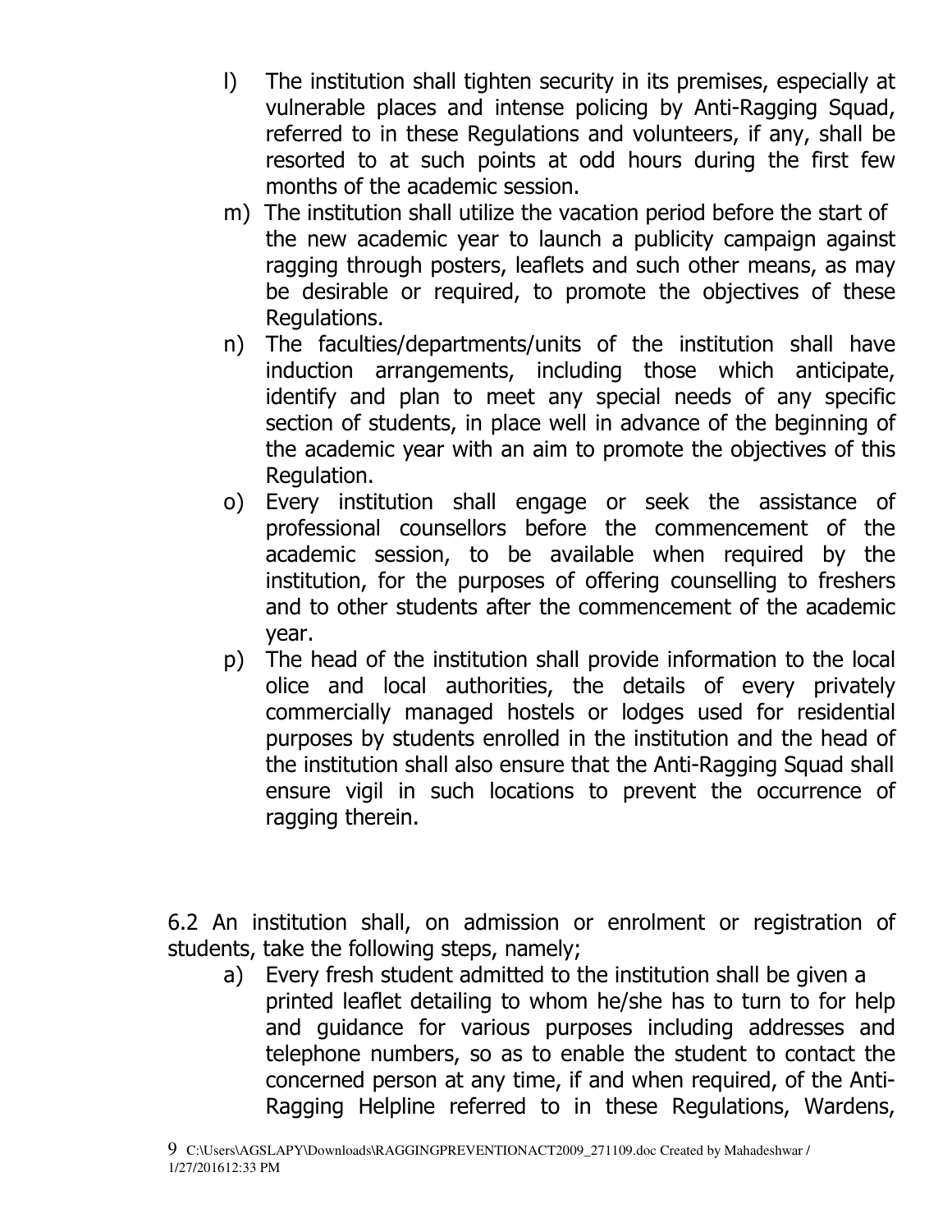l) The institution shall tighten security in its premises, especially at vulnerable places and intense policing by Anti-Ragging Squad, referred to in these Regulations and volunteers, if any, shall be resorted to at such points at odd hours during the first few months of the academic session.

m) The institution shall utilize the vacation period before the start of the new academic year to launch a publicity campaign against ragging through posters, leaflets and such other means, as may be desirable or required, to promote the objectives of these Regulations.

n) The faculties/departments/units of the institution shall have induction arrangements, including those which anticipate, identify and plan to meet any special needs of any specific section of students, in place well in advance of the beginning of the academic year with an aim to promote the objectives of this Regulation.

o) Every institution shall engage or seek the assistance of professional counsellors before the commencement of the academic session, to be available when required by the institution, for the purposes of offering counselling to freshers and to other students after the commencement of the academic year.

p) The head of the institution shall provide information to the local olice and local authorities, the details of every privately commercially managed hostels or lodges used for residential purposes by students enrolled in the institution and the head of the institution shall also ensure that the Anti-Ragging Squad shall ensure vigil in such locations to prevent the occurrence of ragging therein.

6.2 An institution shall, on admission or enrolment or registration of students, take the following steps, namely;

a) Every fresh student admitted to the institution shall be given a printed leaflet detailing to whom he/she has to turn to for help and guidance for various purposes including addresses and telephone numbers, so as to enable the student to contact the concerned person at any time, if and when required, of the Anti-Ragging Helpline referred to in these Regulations, Wardens,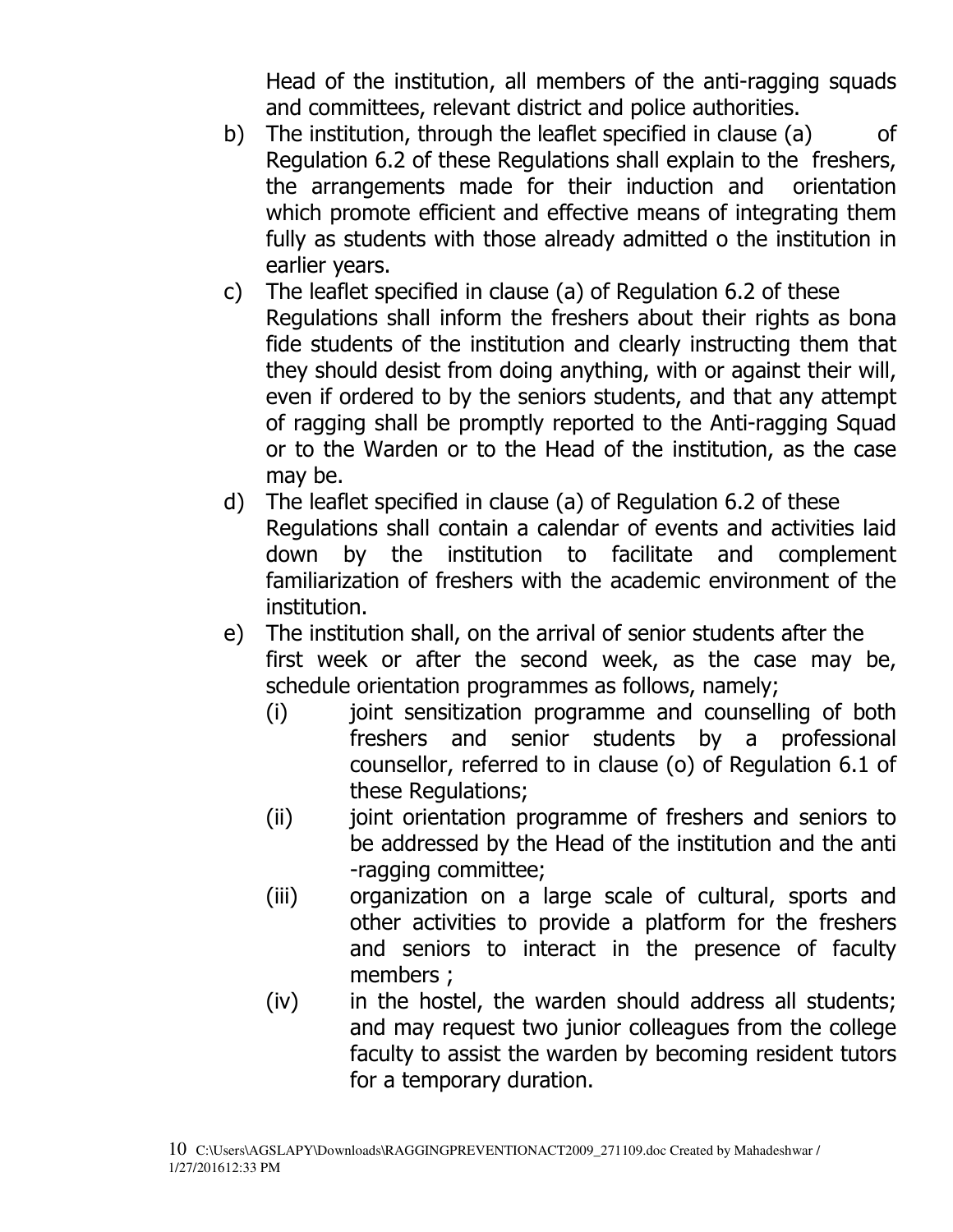Head of the institution, all members of the anti-ragging squads and committees, relevant district and police authorities.

b) The institution, through the leaflet specified in clause (a) of Regulation 6.2 of these Regulations shall explain to the freshers, the arrangements made for their induction and orientation which promote efficient and effective means of integrating them fully as students with those already admitted o the institution in earlier years.

c) The leaflet specified in clause (a) of Regulation 6.2 of these Regulations shall inform the freshers about their rights as bona fide students of the institution and clearly instructing them that they should desist from doing anything, with or against their will, even if ordered to by the seniors students, and that any attempt of ragging shall be promptly reported to the Anti-ragging Squad or to the Warden or to the Head of the institution, as the case may be.

d) The leaflet specified in clause (a) of Regulation 6.2 of these Regulations shall contain a calendar of events and activities laid down by the institution to facilitate and complement familiarization of freshers with the academic environment of the institution.

e) The institution shall, on the arrival of senior students after the first week or after the second week, as the case may be, schedule orientation programmes as follows, namely;

    (i) joint sensitization programme and counselling of both freshers and senior students by a professional counsellor, referred to in clause (o) of Regulation 6.1 of these Regulations;

    (ii) joint orientation programme of freshers and seniors to be addressed by the Head of the institution and the anti -ragging committee;

    (iii) organization on a large scale of cultural, sports and other activities to provide a platform for the freshers and seniors to interact in the presence of faculty members ;

    (iv) in the hostel, the warden should address all students; and may request two junior colleagues from the college faculty to assist the warden by becoming resident tutors for a temporary duration.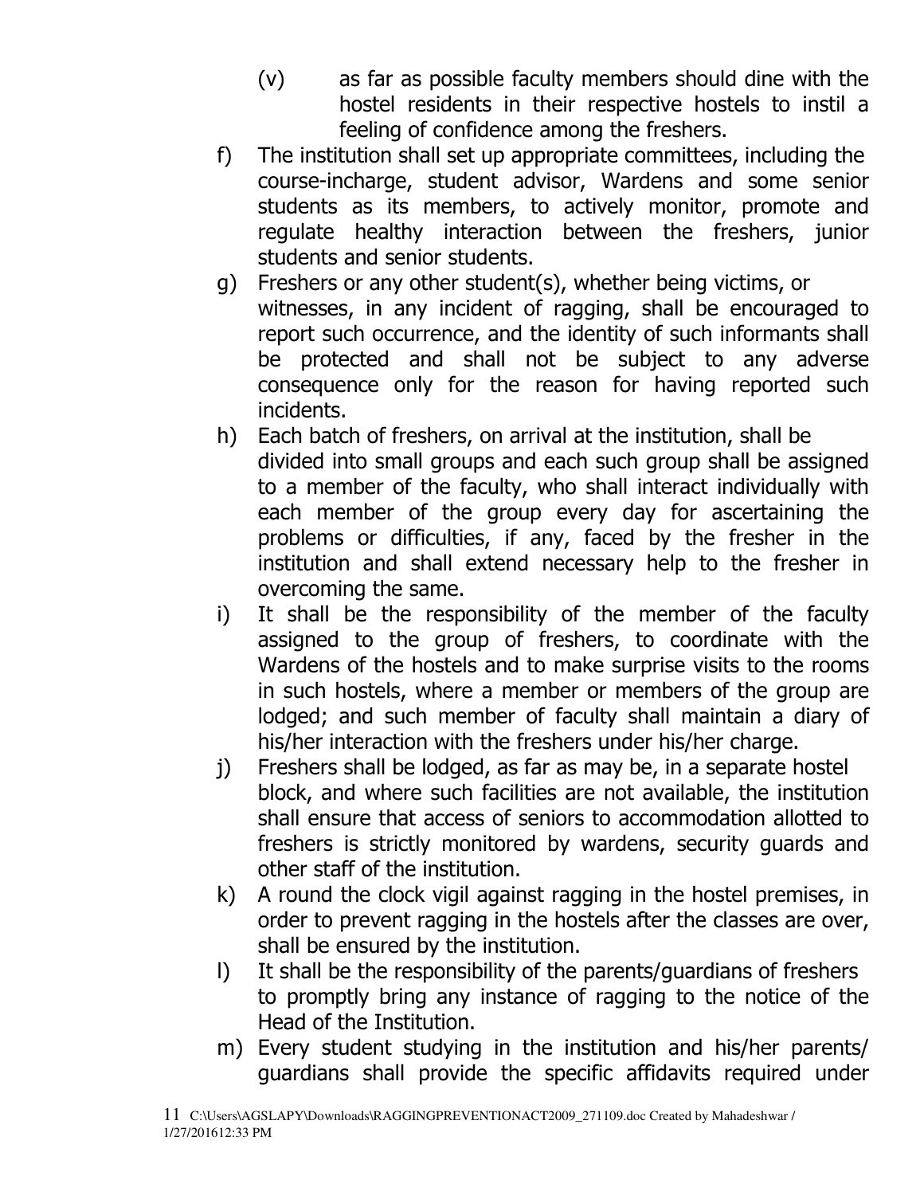(v) as far as possible faculty members should dine with the hostel residents in their respective hostels to instil a feeling of confidence among the freshers.

f) The institution shall set up appropriate committees, including the course-incharge, student advisor, Wardens and some senior students as its members, to actively monitor, promote and regulate healthy interaction between the freshers, junior students and senior students.

g) Freshers or any other student(s), whether being victims, or witnesses, in any incident of ragging, shall be encouraged to report such occurrence, and the identity of such informants shall be protected and shall not be subject to any adverse consequence only for the reason for having reported such incidents.

h) Each batch of freshers, on arrival at the institution, shall be divided into small groups and each such group shall be assigned to a member of the faculty, who shall interact individually with each member of the group every day for ascertaining the problems or difficulties, if any, faced by the fresher in the institution and shall extend necessary help to the fresher in overcoming the same.

i) It shall be the responsibility of the member of the faculty assigned to the group of freshers, to coordinate with the Wardens of the hostels and to make surprise visits to the rooms in such hostels, where a member or members of the group are lodged; and such member of faculty shall maintain a diary of his/her interaction with the freshers under his/her charge.

j) Freshers shall be lodged, as far as may be, in a separate hostel block, and where such facilities are not available, the institution shall ensure that access of seniors to accommodation allotted to freshers is strictly monitored by wardens, security guards and other staff of the institution.

k) A round the clock vigil against ragging in the hostel premises, in order to prevent ragging in the hostels after the classes are over, shall be ensured by the institution.

l) It shall be the responsibility of the parents/guardians of freshers to promptly bring any instance of ragging to the notice of the Head of the Institution.

m) Every student studying in the institution and his/her parents/ guardians shall provide the specific affidavits required under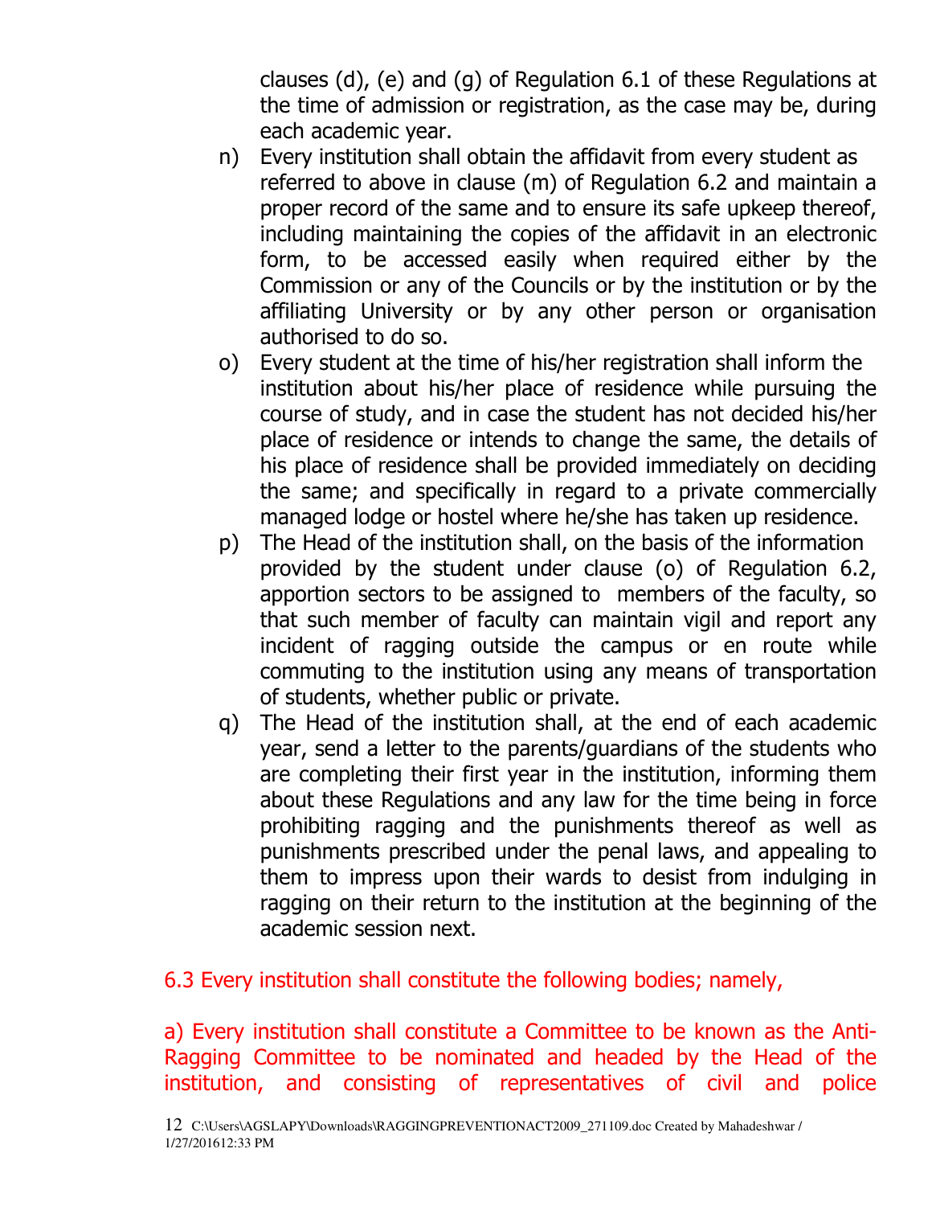clauses (d), (e) and (g) of Regulation 6.1 of these Regulations at the time of admission or registration, as the case may be, during each academic year.

n) Every institution shall obtain the affidavit from every student as referred to above in clause (m) of Regulation 6.2 and maintain a proper record of the same and to ensure its safe upkeep thereof, including maintaining the copies of the affidavit in an electronic form, to be accessed easily when required either by the Commission or any of the Councils or by the institution or by the affiliating University or by any other person or organisation authorised to do so.

o) Every student at the time of his/her registration shall inform the institution about his/her place of residence while pursuing the course of study, and in case the student has not decided his/her place of residence or intends to change the same, the details of his place of residence shall be provided immediately on deciding the same; and specifically in regard to a private commercially managed lodge or hostel where he/she has taken up residence.

p) The Head of the institution shall, on the basis of the information provided by the student under clause (o) of Regulation 6.2, apportion sectors to be assigned to members of the faculty, so that such member of faculty can maintain vigil and report any incident of ragging outside the campus or en route while commuting to the institution using any means of transportation of students, whether public or private.

q) The Head of the institution shall, at the end of each academic year, send a letter to the parents/guardians of the students who are completing their first year in the institution, informing them about these Regulations and any law for the time being in force prohibiting ragging and the punishments thereof as well as punishments prescribed under the penal laws, and appealing to them to impress upon their wards to desist from indulging in ragging on their return to the institution at the beginning of the academic session next.

6.3 Every institution shall constitute the following bodies; namely,

a) Every institution shall constitute a Committee to be known as the Anti-Ragging Committee to be nominated and headed by the Head of the institution, and consisting of representatives of civil and police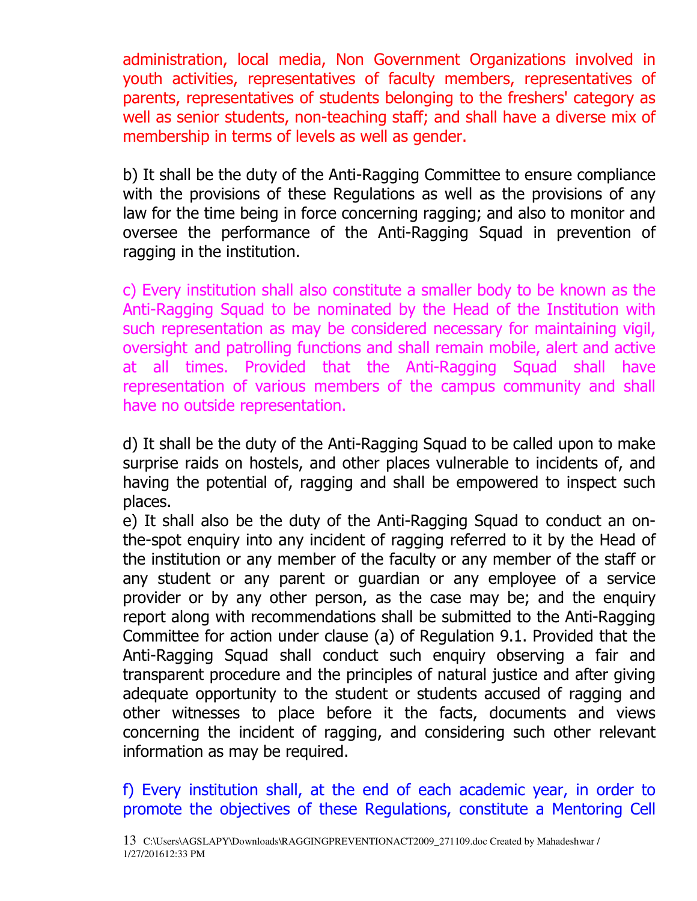administration, local media, Non Government Organizations involved in youth activities, representatives of faculty members, representatives of parents, representatives of students belonging to the freshers' category as well as senior students, non-teaching staff; and shall have a diverse mix of membership in terms of levels as well as gender.

b) It shall be the duty of the Anti-Ragging Committee to ensure compliance with the provisions of these Regulations as well as the provisions of any law for the time being in force concerning ragging; and also to monitor and oversee the performance of the Anti-Ragging Squad in prevention of ragging in the institution.

c) Every institution shall also constitute a smaller body to be known as the Anti-Ragging Squad to be nominated by the Head of the Institution with such representation as may be considered necessary for maintaining vigil, oversight and patrolling functions and shall remain mobile, alert and active at all times. Provided that the Anti-Ragging Squad shall have representation of various members of the campus community and shall have no outside representation.

d) It shall be the duty of the Anti-Ragging Squad to be called upon to make surprise raids on hostels, and other places vulnerable to incidents of, and having the potential of, ragging and shall be empowered to inspect such places.

e) It shall also be the duty of the Anti-Ragging Squad to conduct an on-the-spot enquiry into any incident of ragging referred to it by the Head of the institution or any member of the faculty or any member of the staff or any student or any parent or guardian or any employee of a service provider or by any other person, as the case may be; and the enquiry report along with recommendations shall be submitted to the Anti-Ragging Committee for action under clause (a) of Regulation 9.1. Provided that the Anti-Ragging Squad shall conduct such enquiry observing a fair and transparent procedure and the principles of natural justice and after giving adequate opportunity to the student or students accused of ragging and other witnesses to place before it the facts, documents and views concerning the incident of ragging, and considering such other relevant information as may be required.

f) Every institution shall, at the end of each academic year, in order to promote the objectives of these Regulations, constitute a Mentoring Cell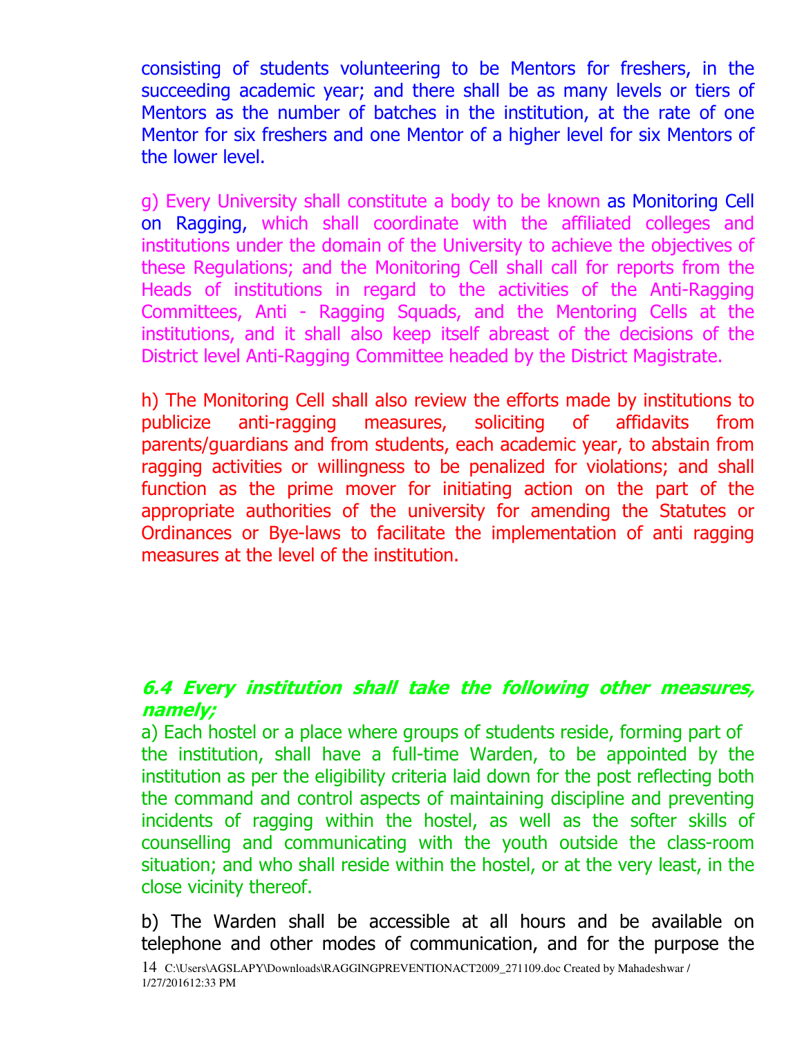consisting of students volunteering to be Mentors for freshers, in the succeeding academic year; and there shall be as many levels or tiers of Mentors as the number of batches in the institution, at the rate of one Mentor for six freshers and one Mentor of a higher level for six Mentors of the lower level.

g) Every University shall constitute a body to be known as Monitoring Cell on Ragging, which shall coordinate with the affiliated colleges and institutions under the domain of the University to achieve the objectives of these Regulations; and the Monitoring Cell shall call for reports from the Heads of institutions in regard to the activities of the Anti-Ragging Committees, Anti - Ragging Squads, and the Mentoring Cells at the institutions, and it shall also keep itself abreast of the decisions of the District level Anti-Ragging Committee headed by the District Magistrate.

h) The Monitoring Cell shall also review the efforts made by institutions to publicize anti-ragging measures, soliciting of affidavits from parents/guardians and from students, each academic year, to abstain from ragging activities or willingness to be penalized for violations; and shall function as the prime mover for initiating action on the part of the appropriate authorities of the university for amending the Statutes or Ordinances or Bye-laws to facilitate the implementation of anti ragging measures at the level of the institution.

***6.4 Every institution shall take the following other measures, namely;***

a) Each hostel or a place where groups of students reside, forming part of the institution, shall have a full-time Warden, to be appointed by the institution as per the eligibility criteria laid down for the post reflecting both the command and control aspects of maintaining discipline and preventing incidents of ragging within the hostel, as well as the softer skills of counselling and communicating with the youth outside the class-room situation; and who shall reside within the hostel, or at the very least, in the close vicinity thereof.

b) The Warden shall be accessible at all hours and be available on telephone and other modes of communication, and for the purpose the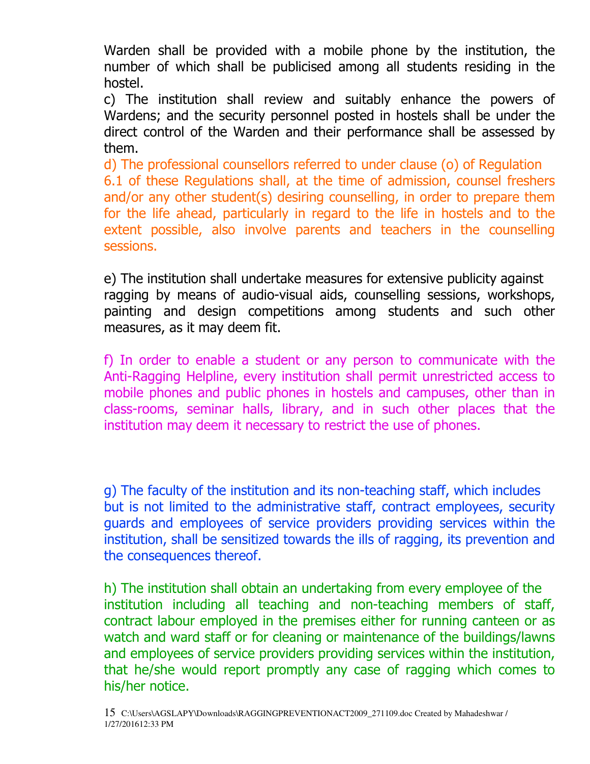Warden shall be provided with a mobile phone by the institution, the number of which shall be publicised among all students residing in the hostel.

c) The institution shall review and suitably enhance the powers of Wardens; and the security personnel posted in hostels shall be under the direct control of the Warden and their performance shall be assessed by them.

d) The professional counsellors referred to under clause (o) of Regulation 6.1 of these Regulations shall, at the time of admission, counsel freshers and/or any other student(s) desiring counselling, in order to prepare them for the life ahead, particularly in regard to the life in hostels and to the extent possible, also involve parents and teachers in the counselling sessions.

e) The institution shall undertake measures for extensive publicity against ragging by means of audio-visual aids, counselling sessions, workshops, painting and design competitions among students and such other measures, as it may deem fit.

f) In order to enable a student or any person to communicate with the Anti-Ragging Helpline, every institution shall permit unrestricted access to mobile phones and public phones in hostels and campuses, other than in class-rooms, seminar halls, library, and in such other places that the institution may deem it necessary to restrict the use of phones.

g) The faculty of the institution and its non-teaching staff, which includes but is not limited to the administrative staff, contract employees, security guards and employees of service providers providing services within the institution, shall be sensitized towards the ills of ragging, its prevention and the consequences thereof.

h) The institution shall obtain an undertaking from every employee of the institution including all teaching and non-teaching members of staff, contract labour employed in the premises either for running canteen or as watch and ward staff or for cleaning or maintenance of the buildings/lawns and employees of service providers providing services within the institution, that he/she would report promptly any case of ragging which comes to his/her notice.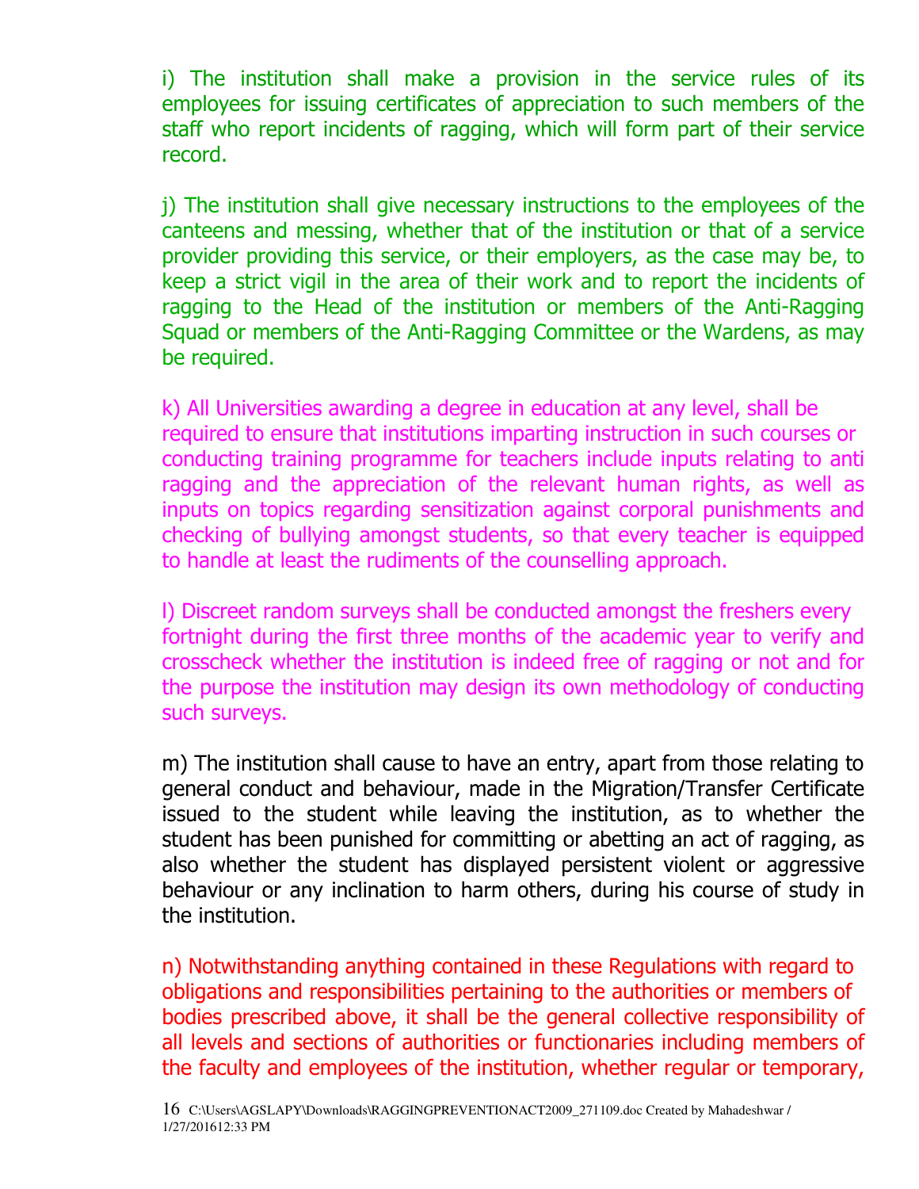i) The institution shall make a provision in the service rules of its employees for issuing certificates of appreciation to such members of the staff who report incidents of ragging, which will form part of their service record.

j) The institution shall give necessary instructions to the employees of the canteens and messing, whether that of the institution or that of a service provider providing this service, or their employers, as the case may be, to keep a strict vigil in the area of their work and to report the incidents of ragging to the Head of the institution or members of the Anti-Ragging Squad or members of the Anti-Ragging Committee or the Wardens, as may be required.

k) All Universities awarding a degree in education at any level, shall be required to ensure that institutions imparting instruction in such courses or conducting training programme for teachers include inputs relating to anti ragging and the appreciation of the relevant human rights, as well as inputs on topics regarding sensitization against corporal punishments and checking of bullying amongst students, so that every teacher is equipped to handle at least the rudiments of the counselling approach.

l) Discreet random surveys shall be conducted amongst the freshers every fortnight during the first three months of the academic year to verify and crosscheck whether the institution is indeed free of ragging or not and for the purpose the institution may design its own methodology of conducting such surveys.

m) The institution shall cause to have an entry, apart from those relating to general conduct and behaviour, made in the Migration/Transfer Certificate issued to the student while leaving the institution, as to whether the student has been punished for committing or abetting an act of ragging, as also whether the student has displayed persistent violent or aggressive behaviour or any inclination to harm others, during his course of study in the institution.

n) Notwithstanding anything contained in these Regulations with regard to obligations and responsibilities pertaining to the authorities or members of bodies prescribed above, it shall be the general collective responsibility of all levels and sections of authorities or functionaries including members of the faculty and employees of the institution, whether regular or temporary,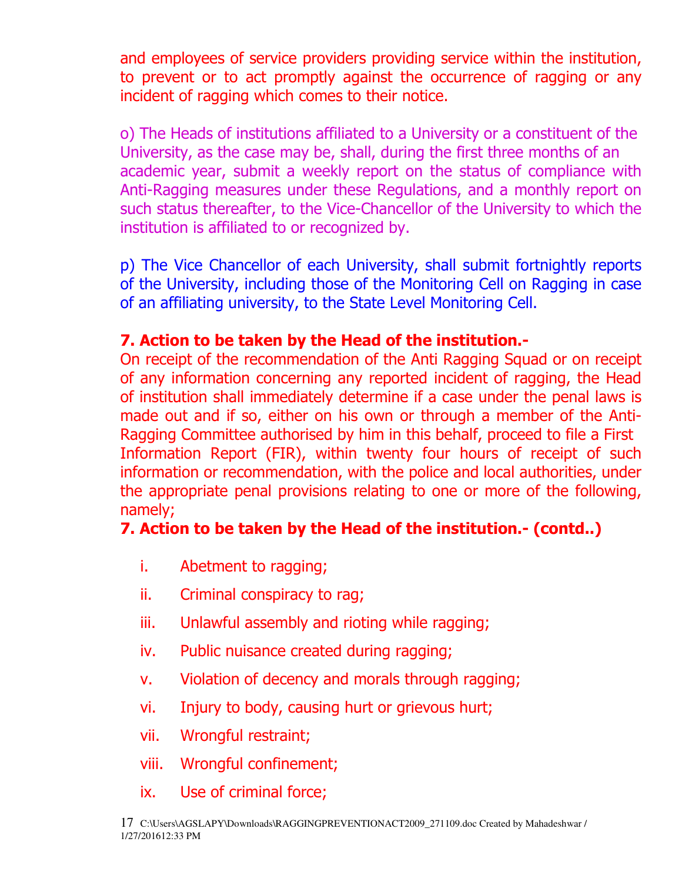and employees of service providers providing service within the institution, to prevent or to act promptly against the occurrence of ragging or any incident of ragging which comes to their notice.

o) The Heads of institutions affiliated to a University or a constituent of the University, as the case may be, shall, during the first three months of an academic year, submit a weekly report on the status of compliance with Anti-Ragging measures under these Regulations, and a monthly report on such status thereafter, to the Vice-Chancellor of the University to which the institution is affiliated to or recognized by.

p) The Vice Chancellor of each University, shall submit fortnightly reports of the University, including those of the Monitoring Cell on Ragging in case of an affiliating university, to the State Level Monitoring Cell.

**7. Action to be taken by the Head of the institution.-**

On receipt of the recommendation of the Anti Ragging Squad or on receipt of any information concerning any reported incident of ragging, the Head of institution shall immediately determine if a case under the penal laws is made out and if so, either on his own or through a member of the Anti-Ragging Committee authorised by him in this behalf, proceed to file a First Information Report (FIR), within twenty four hours of receipt of such information or recommendation, with the police and local authorities, under the appropriate penal provisions relating to one or more of the following, namely;

**7. Action to be taken by the Head of the institution.- (contd..)**

i. Abetment to ragging;

ii. Criminal conspiracy to rag;

iii. Unlawful assembly and rioting while ragging;

iv. Public nuisance created during ragging;

v. Violation of decency and morals through ragging;

vi. Injury to body, causing hurt or grievous hurt;

vii. Wrongful restraint;

viii. Wrongful confinement;

ix. Use of criminal force;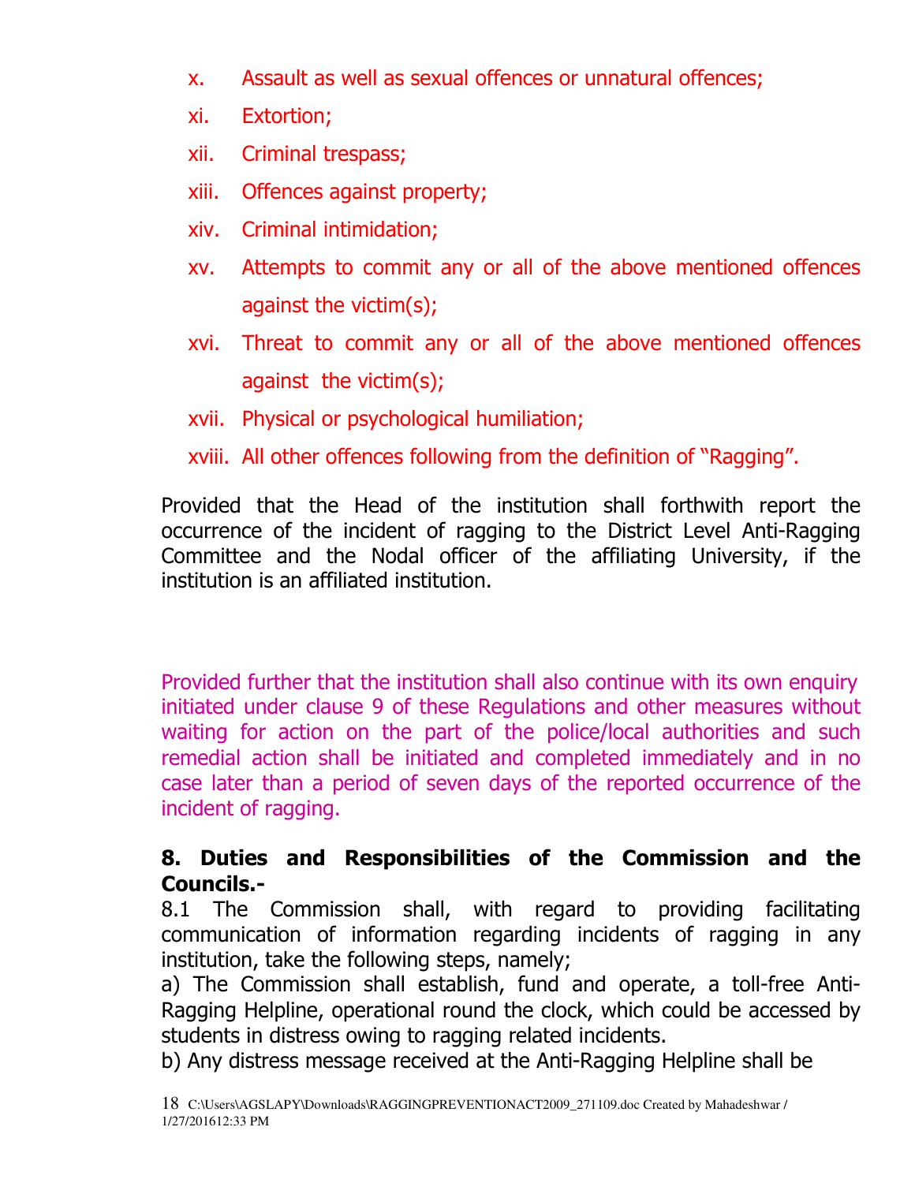x. Assault as well as sexual offences or unnatural offences;

xi. Extortion;

xii. Criminal trespass;

xiii. Offences against property;

xiv. Criminal intimidation;

xv. Attempts to commit any or all of the above mentioned offences against the victim(s);

xvi. Threat to commit any or all of the above mentioned offences against the victim(s);

xvii. Physical or psychological humiliation;

xviii. All other offences following from the definition of "Ragging".

Provided that the Head of the institution shall forthwith report the occurrence of the incident of ragging to the District Level Anti-Ragging Committee and the Nodal officer of the affiliating University, if the institution is an affiliated institution.

Provided further that the institution shall also continue with its own enquiry initiated under clause 9 of these Regulations and other measures without waiting for action on the part of the police/local authorities and such remedial action shall be initiated and completed immediately and in no case later than a period of seven days of the reported occurrence of the incident of ragging.

**8. Duties and Responsibilities of the Commission and the Councils.-**

8.1 The Commission shall, with regard to providing facilitating communication of information regarding incidents of ragging in any institution, take the following steps, namely;

a) The Commission shall establish, fund and operate, a toll-free Anti-Ragging Helpline, operational round the clock, which could be accessed by students in distress owing to ragging related incidents.

b) Any distress message received at the Anti-Ragging Helpline shall be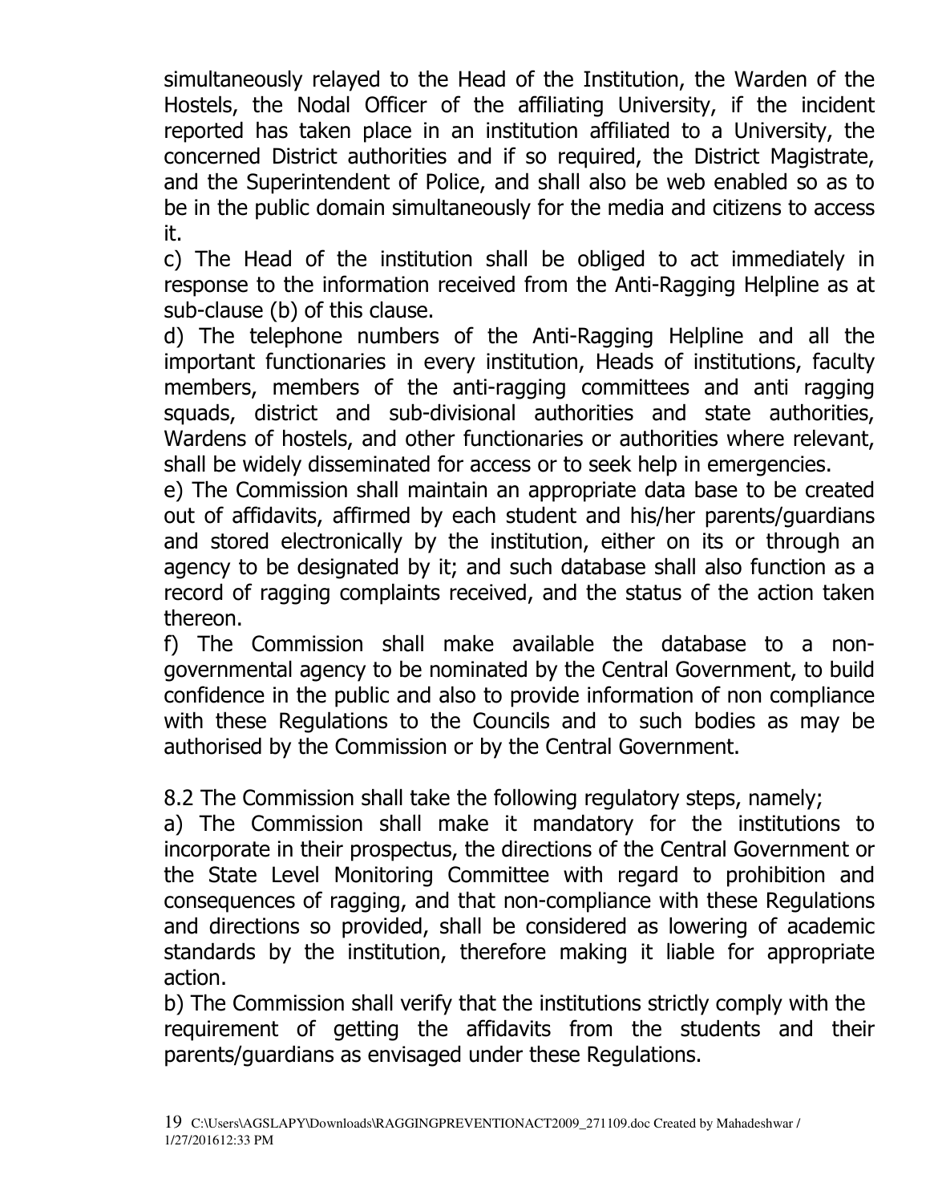simultaneously relayed to the Head of the Institution, the Warden of the Hostels, the Nodal Officer of the affiliating University, if the incident reported has taken place in an institution affiliated to a University, the concerned District authorities and if so required, the District Magistrate, and the Superintendent of Police, and shall also be web enabled so as to be in the public domain simultaneously for the media and citizens to access it.

c) The Head of the institution shall be obliged to act immediately in response to the information received from the Anti-Ragging Helpline as at sub-clause (b) of this clause.

d) The telephone numbers of the Anti-Ragging Helpline and all the important functionaries in every institution, Heads of institutions, faculty members, members of the anti-ragging committees and anti ragging squads, district and sub-divisional authorities and state authorities, Wardens of hostels, and other functionaries or authorities where relevant, shall be widely disseminated for access or to seek help in emergencies.

e) The Commission shall maintain an appropriate data base to be created out of affidavits, affirmed by each student and his/her parents/guardians and stored electronically by the institution, either on its or through an agency to be designated by it; and such database shall also function as a record of ragging complaints received, and the status of the action taken thereon.

f) The Commission shall make available the database to a non-governmental agency to be nominated by the Central Government, to build confidence in the public and also to provide information of non compliance with these Regulations to the Councils and to such bodies as may be authorised by the Commission or by the Central Government.

8.2 The Commission shall take the following regulatory steps, namely;

a) The Commission shall make it mandatory for the institutions to incorporate in their prospectus, the directions of the Central Government or the State Level Monitoring Committee with regard to prohibition and consequences of ragging, and that non-compliance with these Regulations and directions so provided, shall be considered as lowering of academic standards by the institution, therefore making it liable for appropriate action.

b) The Commission shall verify that the institutions strictly comply with the requirement of getting the affidavits from the students and their parents/guardians as envisaged under these Regulations.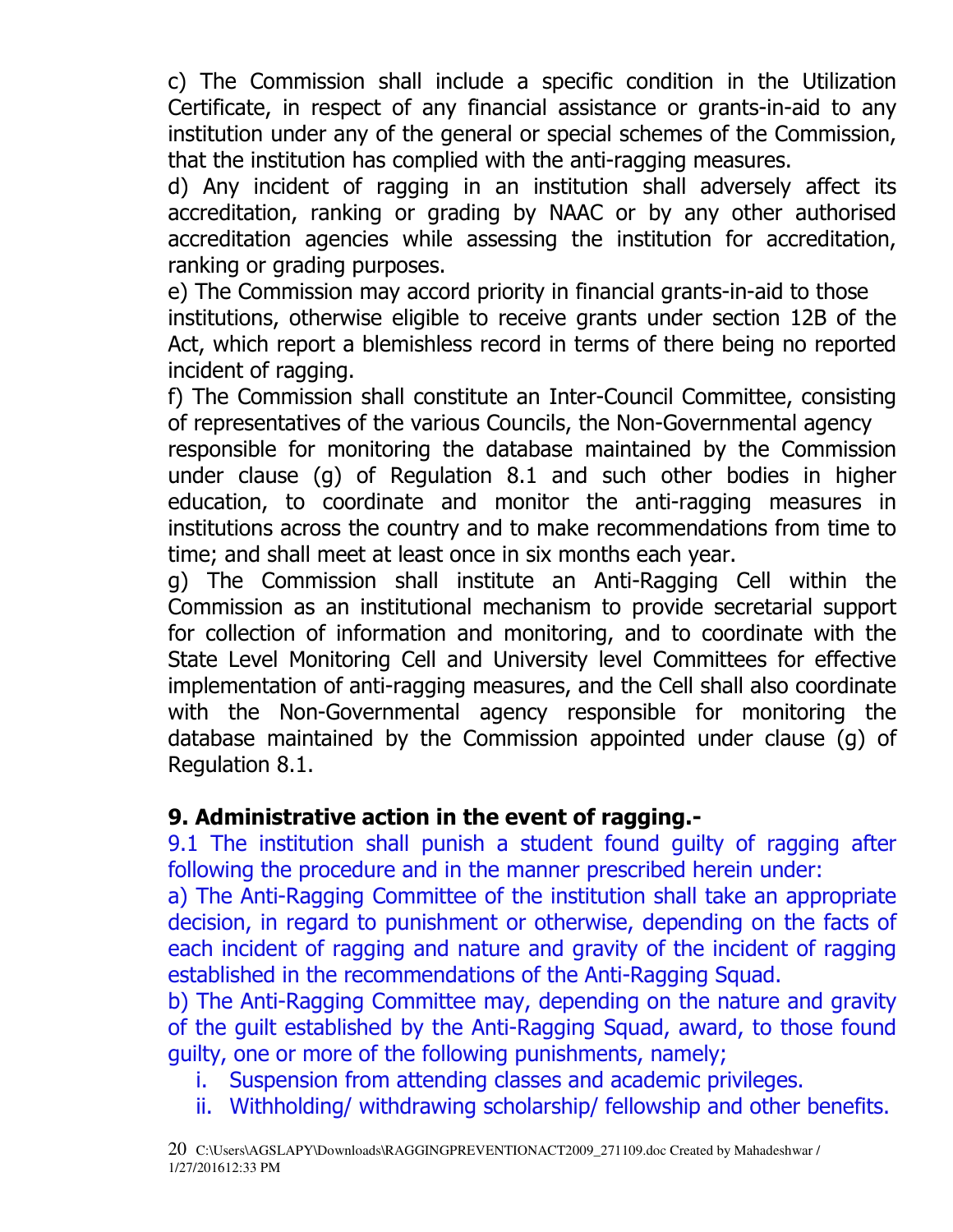c) The Commission shall include a specific condition in the Utilization Certificate, in respect of any financial assistance or grants-in-aid to any institution under any of the general or special schemes of the Commission, that the institution has complied with the anti-ragging measures.

d) Any incident of ragging in an institution shall adversely affect its accreditation, ranking or grading by NAAC or by any other authorised accreditation agencies while assessing the institution for accreditation, ranking or grading purposes.

e) The Commission may accord priority in financial grants-in-aid to those institutions, otherwise eligible to receive grants under section 12B of the Act, which report a blemishless record in terms of there being no reported incident of ragging.

f) The Commission shall constitute an Inter-Council Committee, consisting of representatives of the various Councils, the Non-Governmental agency responsible for monitoring the database maintained by the Commission under clause (g) of Regulation 8.1 and such other bodies in higher education, to coordinate and monitor the anti-ragging measures in institutions across the country and to make recommendations from time to time; and shall meet at least once in six months each year.

g) The Commission shall institute an Anti-Ragging Cell within the Commission as an institutional mechanism to provide secretarial support for collection of information and monitoring, and to coordinate with the State Level Monitoring Cell and University level Committees for effective implementation of anti-ragging measures, and the Cell shall also coordinate with the Non-Governmental agency responsible for monitoring the database maintained by the Commission appointed under clause (g) of Regulation 8.1.

## 9. Administrative action in the event of ragging.-

9.1 The institution shall punish a student found guilty of ragging after following the procedure and in the manner prescribed herein under:

a) The Anti-Ragging Committee of the institution shall take an appropriate decision, in regard to punishment or otherwise, depending on the facts of each incident of ragging and nature and gravity of the incident of ragging established in the recommendations of the Anti-Ragging Squad.

b) The Anti-Ragging Committee may, depending on the nature and gravity of the guilt established by the Anti-Ragging Squad, award, to those found guilty, one or more of the following punishments, namely;

i. Suspension from attending classes and academic privileges.
ii. Withholding/ withdrawing scholarship/ fellowship and other benefits.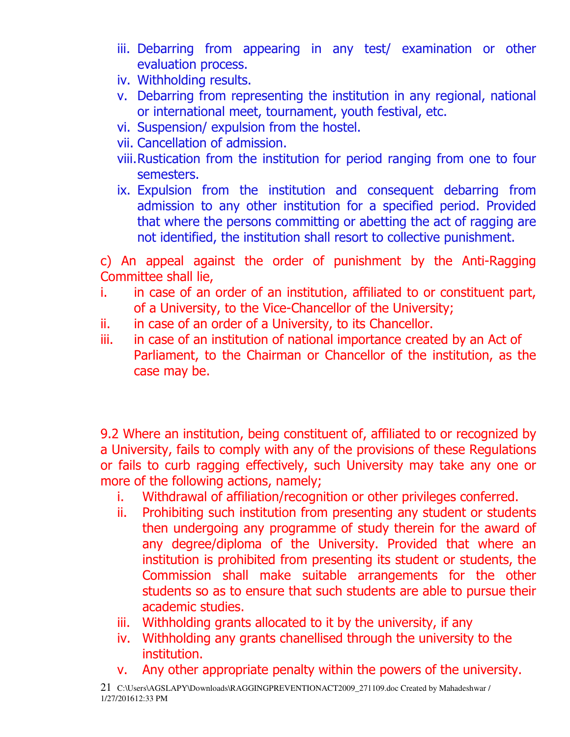iii. Debarring from appearing in any test/ examination or other evaluation process.
iv. Withholding results.
v. Debarring from representing the institution in any regional, national or international meet, tournament, youth festival, etc.
vi. Suspension/ expulsion from the hostel.
vii. Cancellation of admission.
viii. Rustication from the institution for period ranging from one to four semesters.
ix. Expulsion from the institution and consequent debarring from admission to any other institution for a specified period. Provided that where the persons committing or abetting the act of ragging are not identified, the institution shall resort to collective punishment.

c) An appeal against the order of punishment by the Anti-Ragging Committee shall lie,

i. in case of an order of an institution, affiliated to or constituent part, of a University, to the Vice-Chancellor of the University;
ii. in case of an order of a University, to its Chancellor.
iii. in case of an institution of national importance created by an Act of Parliament, to the Chairman or Chancellor of the institution, as the case may be.

9.2 Where an institution, being constituent of, affiliated to or recognized by a University, fails to comply with any of the provisions of these Regulations or fails to curb ragging effectively, such University may take any one or more of the following actions, namely;

i. Withdrawal of affiliation/recognition or other privileges conferred.
ii. Prohibiting such institution from presenting any student or students then undergoing any programme of study therein for the award of any degree/diploma of the University. Provided that where an institution is prohibited from presenting its student or students, the Commission shall make suitable arrangements for the other students so as to ensure that such students are able to pursue their academic studies.
iii. Withholding grants allocated to it by the university, if any
iv. Withholding any grants chanellised through the university to the institution.
v. Any other appropriate penalty within the powers of the university.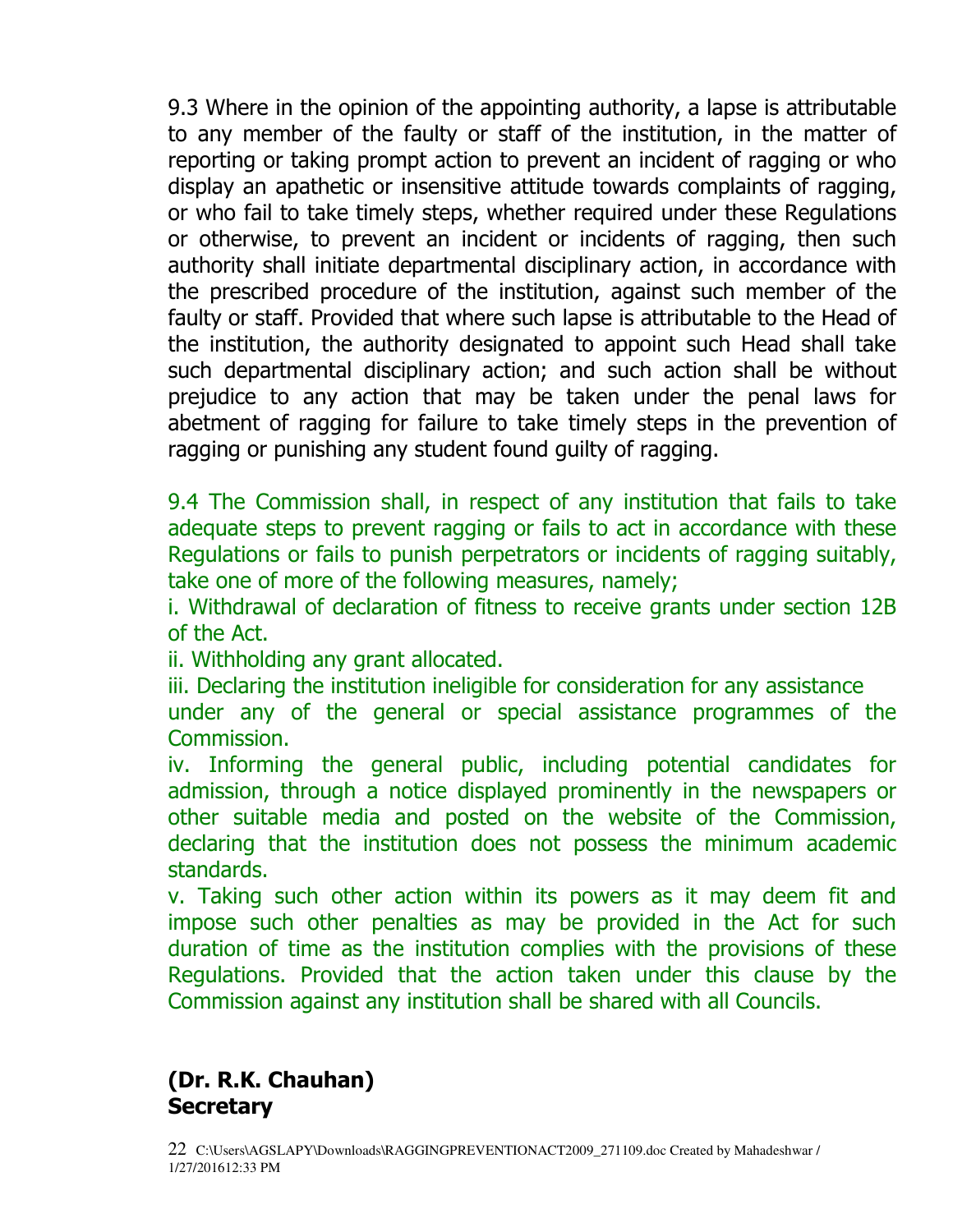9.3 Where in the opinion of the appointing authority, a lapse is attributable to any member of the faulty or staff of the institution, in the matter of reporting or taking prompt action to prevent an incident of ragging or who display an apathetic or insensitive attitude towards complaints of ragging, or who fail to take timely steps, whether required under these Regulations or otherwise, to prevent an incident or incidents of ragging, then such authority shall initiate departmental disciplinary action, in accordance with the prescribed procedure of the institution, against such member of the faulty or staff. Provided that where such lapse is attributable to the Head of the institution, the authority designated to appoint such Head shall take such departmental disciplinary action; and such action shall be without prejudice to any action that may be taken under the penal laws for abetment of ragging for failure to take timely steps in the prevention of ragging or punishing any student found guilty of ragging.

9.4 The Commission shall, in respect of any institution that fails to take adequate steps to prevent ragging or fails to act in accordance with these Regulations or fails to punish perpetrators or incidents of ragging suitably, take one of more of the following measures, namely;

i. Withdrawal of declaration of fitness to receive grants under section 12B of the Act.

ii. Withholding any grant allocated.

iii. Declaring the institution ineligible for consideration for any assistance under any of the general or special assistance programmes of the Commission.

iv. Informing the general public, including potential candidates for admission, through a notice displayed prominently in the newspapers or other suitable media and posted on the website of the Commission, declaring that the institution does not possess the minimum academic standards.

v. Taking such other action within its powers as it may deem fit and impose such other penalties as may be provided in the Act for such duration of time as the institution complies with the provisions of these Regulations. Provided that the action taken under this clause by the Commission against any institution shall be shared with all Councils.

**(Dr. R.K. Chauhan)**
**Secretary**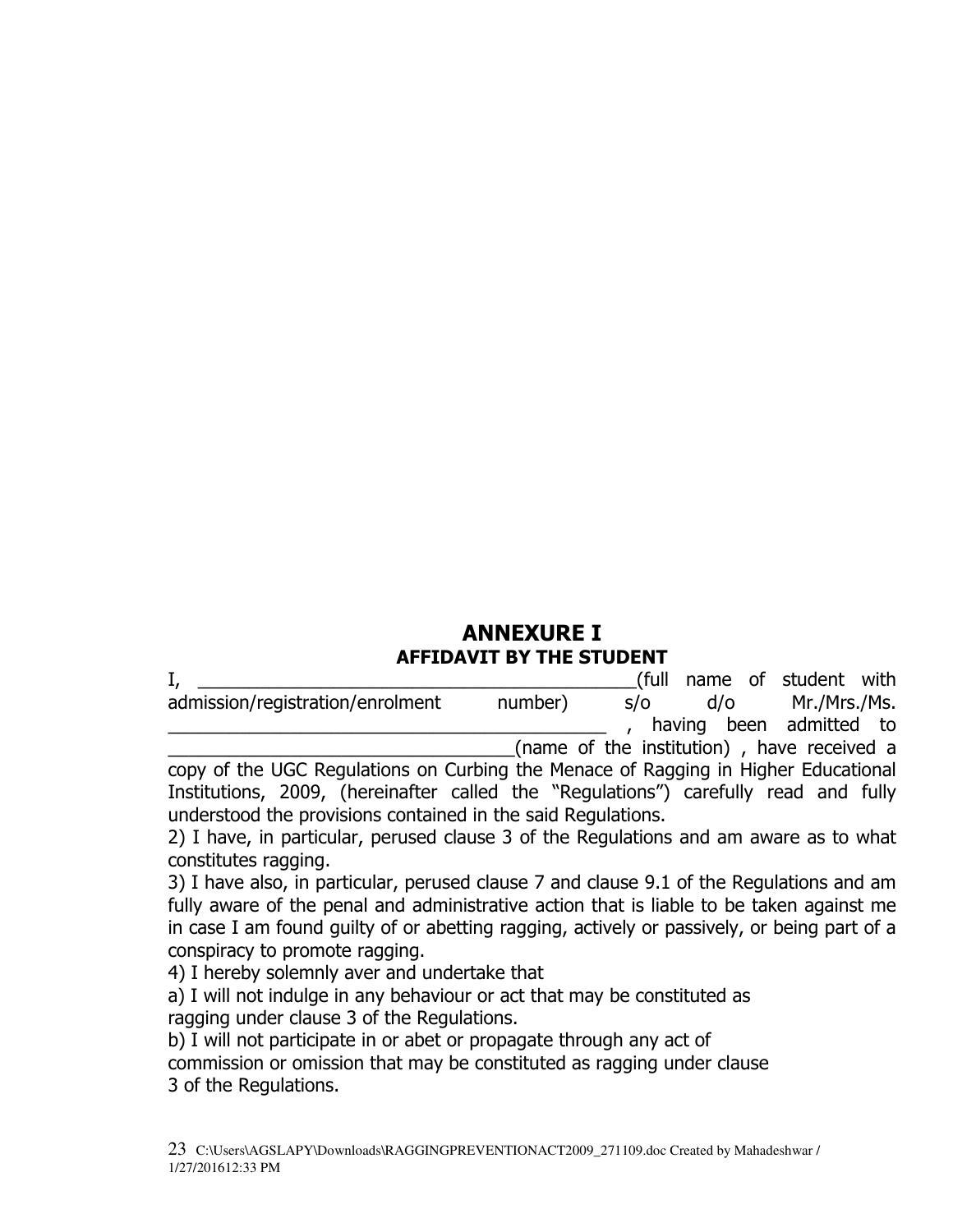# ANNEXURE I

## AFFIDAVIT BY THE STUDENT

I, ____________________________________________(full name of student with admission/registration/enrolment number) s/o d/o Mr./Mrs./Ms. ____________________________________________ , having been admitted to ___________________________________(name of the institution) , have received a copy of the UGC Regulations on Curbing the Menace of Ragging in Higher Educational Institutions, 2009, (hereinafter called the "Regulations") carefully read and fully understood the provisions contained in the said Regulations.

2) I have, in particular, perused clause 3 of the Regulations and am aware as to what constitutes ragging.

3) I have also, in particular, perused clause 7 and clause 9.1 of the Regulations and am fully aware of the penal and administrative action that is liable to be taken against me in case I am found guilty of or abetting ragging, actively or passively, or being part of a conspiracy to promote ragging.

4) I hereby solemnly aver and undertake that

a) I will not indulge in any behaviour or act that may be constituted as ragging under clause 3 of the Regulations.

b) I will not participate in or abet or propagate through any act of commission or omission that may be constituted as ragging under clause 3 of the Regulations.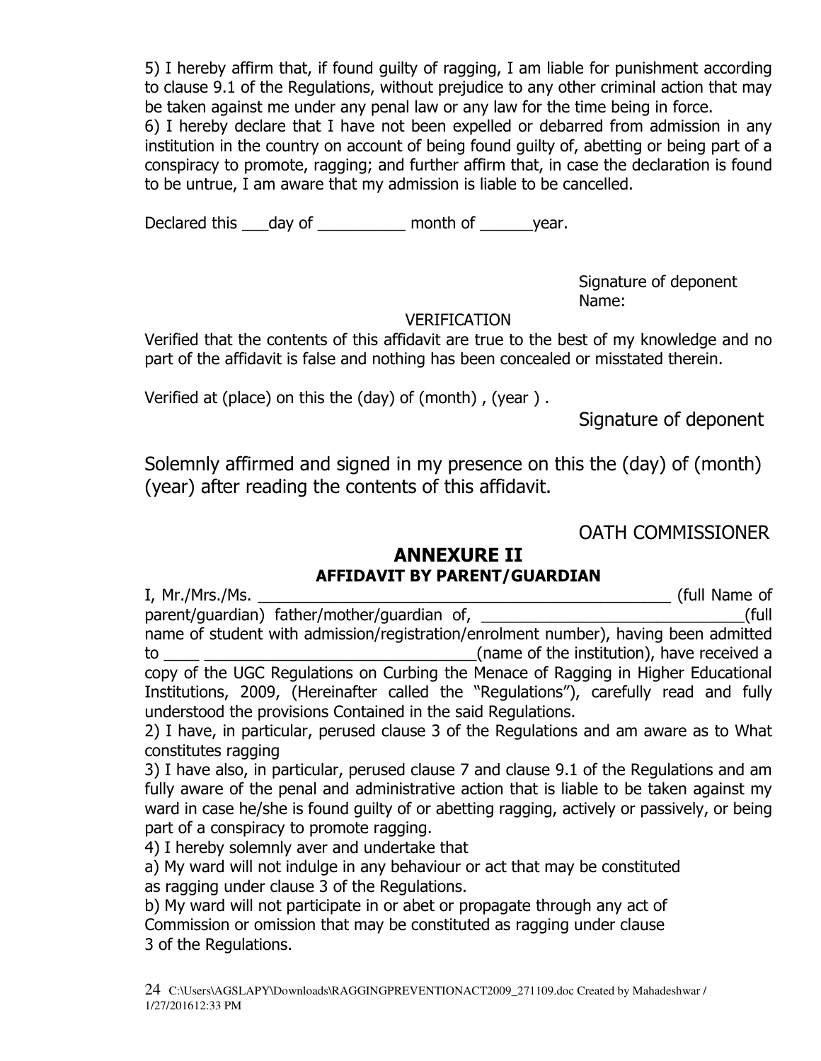5) I hereby affirm that, if found guilty of ragging, I am liable for punishment according to clause 9.1 of the Regulations, without prejudice to any other criminal action that may be taken against me under any penal law or any law for the time being in force.

6) I hereby declare that I have not been expelled or debarred from admission in any institution in the country on account of being found guilty of, abetting or being part of a conspiracy to promote, ragging; and further affirm that, in case the declaration is found to be untrue, I am aware that my admission is liable to be cancelled.

Declared this ___day of __________ month of ______year.

Signature of deponent
Name:

VERIFICATION

Verified that the contents of this affidavit are true to the best of my knowledge and no part of the affidavit is false and nothing has been concealed or misstated therein.

Verified at (place) on this the (day) of (month) , (year ) .

Signature of deponent

Solemnly affirmed and signed in my presence on this the (day) of (month) (year) after reading the contents of this affidavit.

OATH COMMISSIONER

## ANNEXURE II

### AFFIDAVIT BY PARENT/GUARDIAN

I, Mr./Mrs./Ms. ______________________________________________ (full Name of parent/guardian) father/mother/guardian of, _____________________________(full name of student with admission/registration/enrolment number), having been admitted to ____ _______________________________(name of the institution), have received a copy of the UGC Regulations on Curbing the Menace of Ragging in Higher Educational Institutions, 2009, (Hereinafter called the "Regulations"), carefully read and fully understood the provisions Contained in the said Regulations.

2) I have, in particular, perused clause 3 of the Regulations and am aware as to What constitutes ragging

3) I have also, in particular, perused clause 7 and clause 9.1 of the Regulations and am fully aware of the penal and administrative action that is liable to be taken against my ward in case he/she is found guilty of or abetting ragging, actively or passively, or being part of a conspiracy to promote ragging.

4) I hereby solemnly aver and undertake that

a) My ward will not indulge in any behaviour or act that may be constituted as ragging under clause 3 of the Regulations.

b) My ward will not participate in or abet or propagate through any act of Commission or omission that may be constituted as ragging under clause 3 of the Regulations.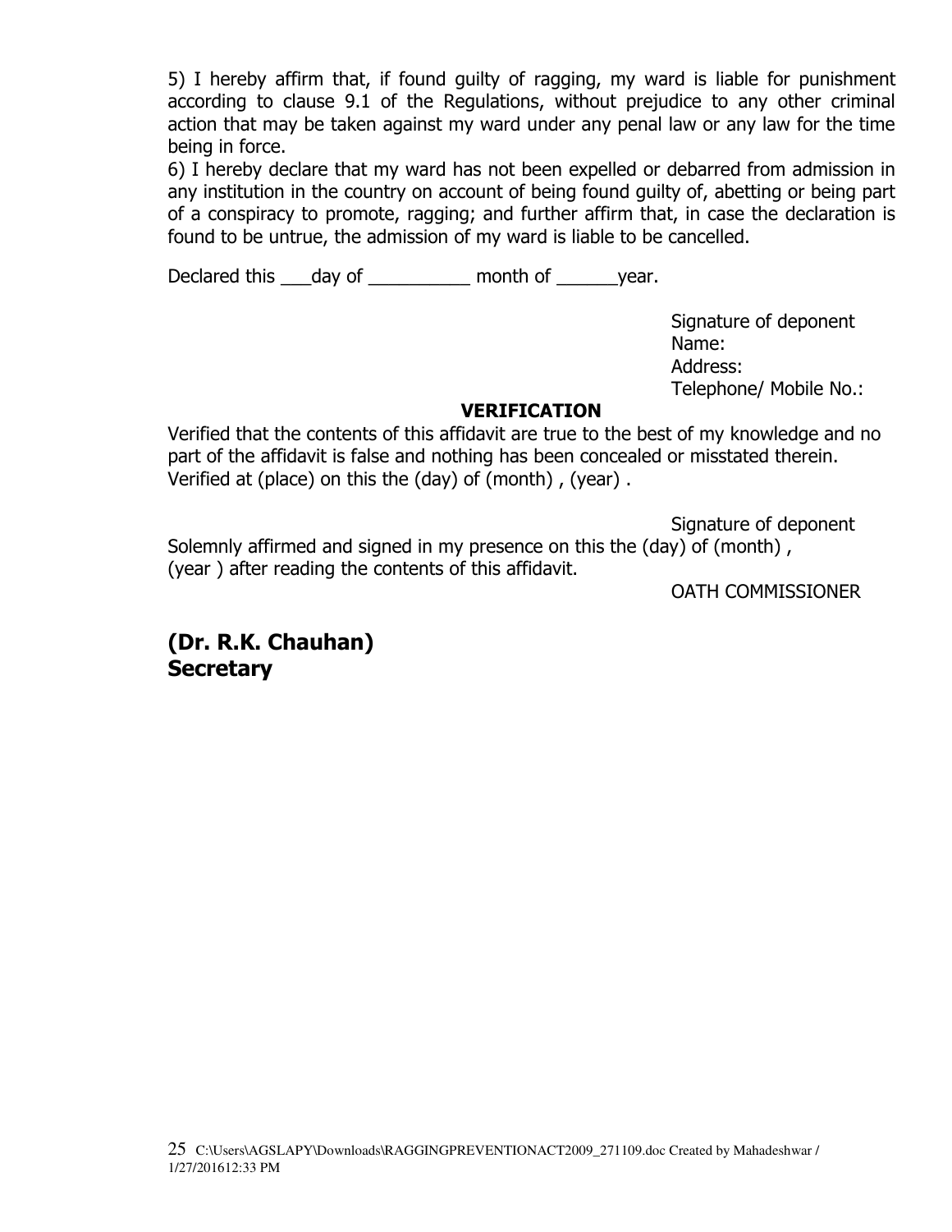5) I hereby affirm that, if found guilty of ragging, my ward is liable for punishment according to clause 9.1 of the Regulations, without prejudice to any other criminal action that may be taken against my ward under any penal law or any law for the time being in force.

6) I hereby declare that my ward has not been expelled or debarred from admission in any institution in the country on account of being found guilty of, abetting or being part of a conspiracy to promote, ragging; and further affirm that, in case the declaration is found to be untrue, the admission of my ward is liable to be cancelled.

Declared this ___day of __________ month of ______year.

Signature of deponent
Name:
Address:
Telephone/ Mobile No.:

**VERIFICATION**

Verified that the contents of this affidavit are true to the best of my knowledge and no part of the affidavit is false and nothing has been concealed or misstated therein.
Verified at (place) on this the (day) of (month) , (year) .

Signature of deponent

Solemnly affirmed and signed in my presence on this the (day) of (month) , (year ) after reading the contents of this affidavit.

OATH COMMISSIONER

**(Dr. R.K. Chauhan)**
**Secretary**